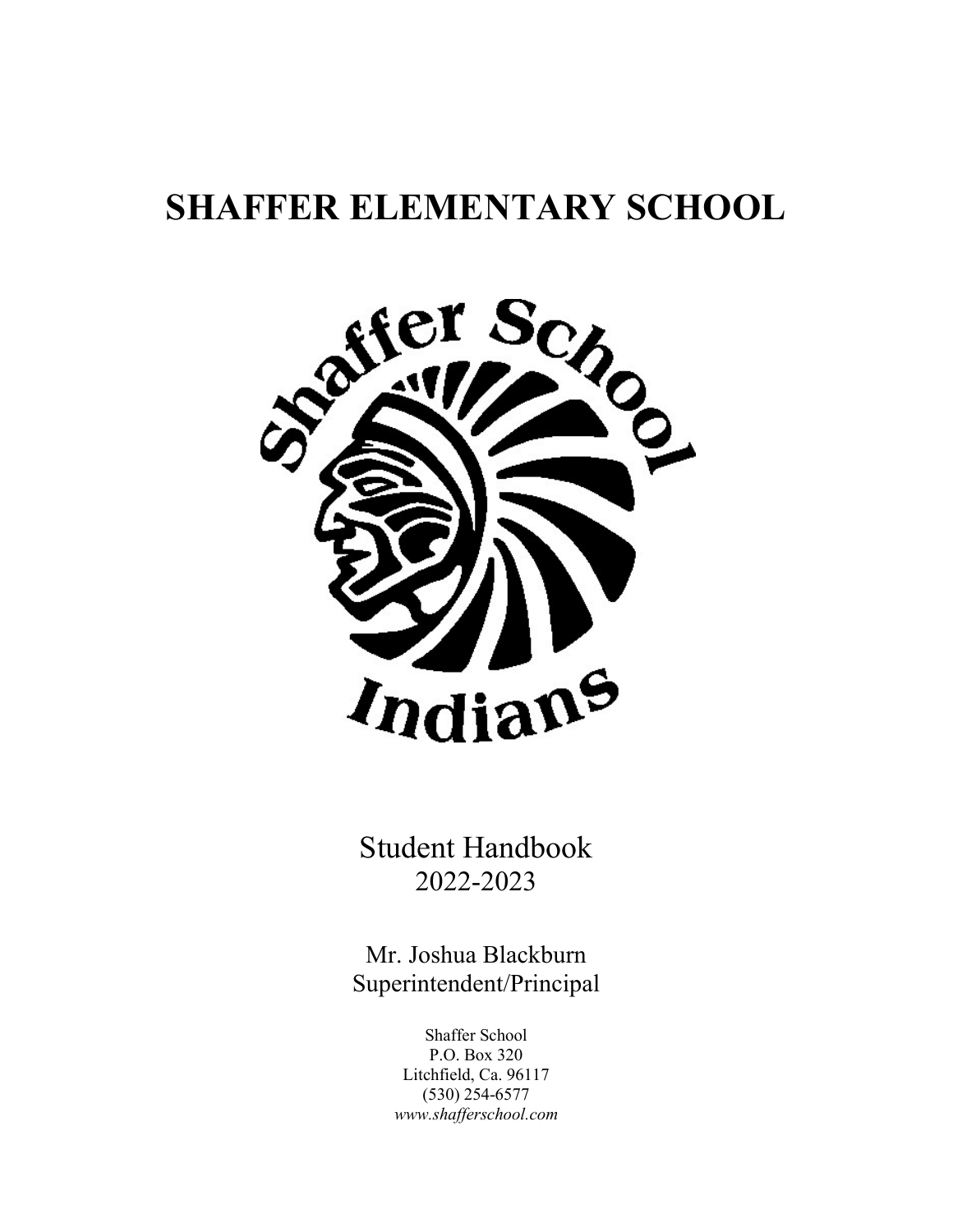# SHAFFER ELEMENTARY SCHOOL

Student Handbook
2022-2023

Mr. Joshua Blackburn
Superintendent/Principal

Shaffer School
P.O. Box 320
Litchfield, Ca. 96117
(530) 254-6577
*www.shafferschool.com*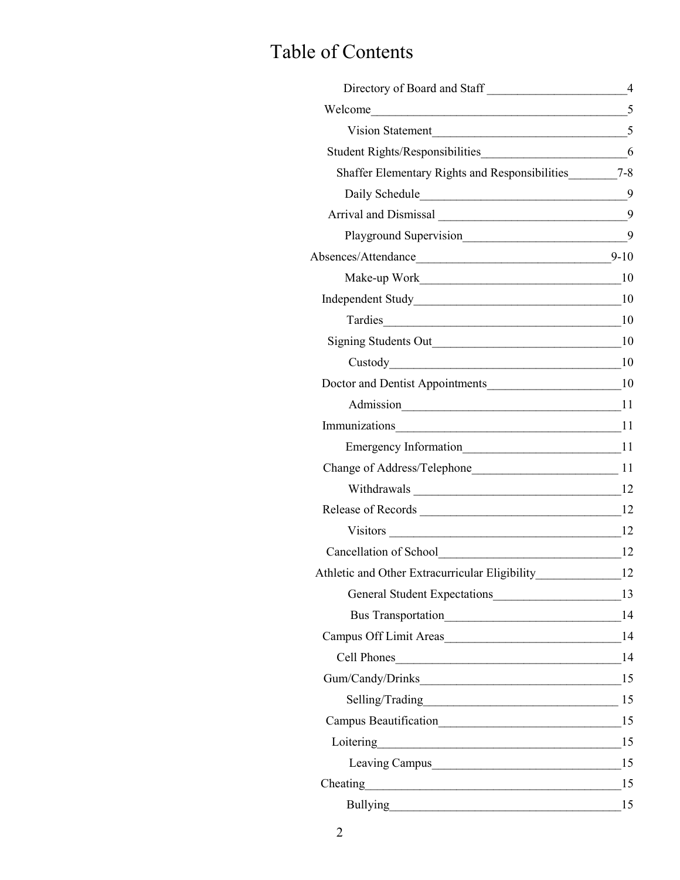# Table of Contents

| Section | Page |
|---|---|
| Directory of Board and Staff | 4 |
| Welcome | 5 |
| Vision Statement | 5 |
| Student Rights/Responsibilities | 6 |
| Shaffer Elementary Rights and Responsibilities | 7-8 |
| Daily Schedule | 9 |
| Arrival and Dismissal | 9 |
| Playground Supervision | 9 |
| Absences/Attendance | 9-10 |
| Make-up Work | 10 |
| Independent Study | 10 |
| Tardies | 10 |
| Signing Students Out | 10 |
| Custody | 10 |
| Doctor and Dentist Appointments | 10 |
| Admission | 11 |
| Immunizations | 11 |
| Emergency Information | 11 |
| Change of Address/Telephone | 11 |
| Withdrawals | 12 |
| Release of Records | 12 |
| Visitors | 12 |
| Cancellation of School | 12 |
| Athletic and Other Extracurricular Eligibility | 12 |
| General Student Expectations | 13 |
| Bus Transportation | 14 |
| Campus Off Limit Areas | 14 |
| Cell Phones | 14 |
| Gum/Candy/Drinks | 15 |
| Selling/Trading | 15 |
| Campus Beautification | 15 |
| Loitering | 15 |
| Leaving Campus | 15 |
| Cheating | 15 |
| Bullying | 15 |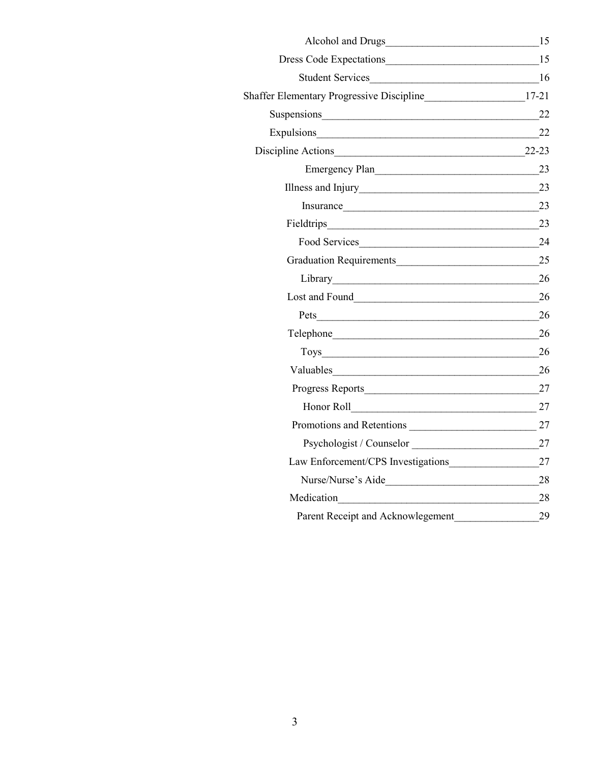| | |
|---|---|
| Alcohol and Drugs | 15 |
| Dress Code Expectations | 15 |
| Student Services | 16 |
| Shaffer Elementary Progressive Discipline | 17-21 |
| Suspensions | 22 |
| Expulsions | 22 |
| Discipline Actions | 22-23 |
| Emergency Plan | 23 |
| Illness and Injury | 23 |
| Insurance | 23 |
| Fieldtrips | 23 |
| Food Services | 24 |
| Graduation Requirements | 25 |
| Library | 26 |
| Lost and Found | 26 |
| Pets | 26 |
| Telephone | 26 |
| Toys | 26 |
| Valuables | 26 |
| Progress Reports | 27 |
| Honor Roll | 27 |
| Promotions and Retentions | 27 |
| Psychologist / Counselor | 27 |
| Law Enforcement/CPS Investigations | 27 |
| Nurse/Nurse's Aide | 28 |
| Medication | 28 |
| Parent Receipt and Acknowlegement | 29 |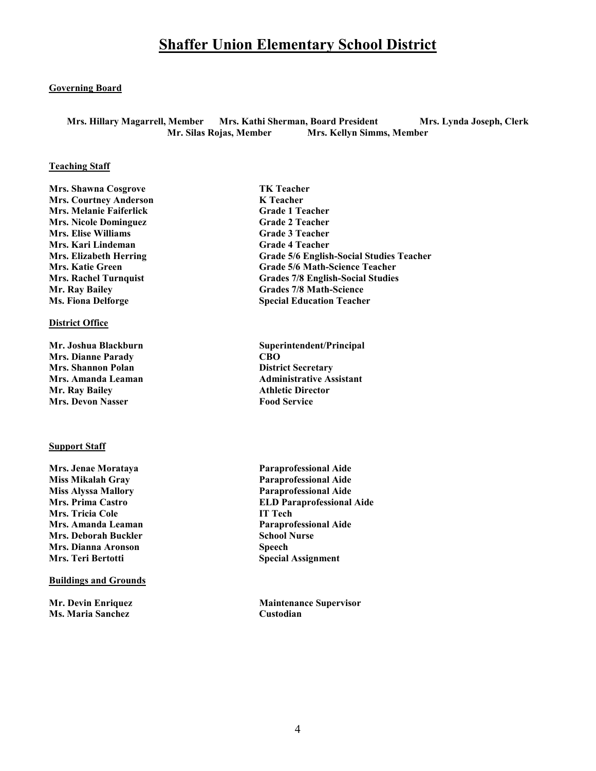# Shaffer Union Elementary School District

**Governing Board**

**Mrs. Hillary Magarrell, Member Mrs. Kathi Sherman, Board President Mrs. Lynda Joseph, Clerk**
**Mr. Silas Rojas, Member Mrs. Kellyn Simms, Member**

**Teaching Staff**

| | |
|---|---|
| **Mrs. Shawna Cosgrove** | **TK Teacher** |
| **Mrs. Courtney Anderson** | **K Teacher** |
| **Mrs. Melanie Faiferlick** | **Grade 1 Teacher** |
| **Mrs. Nicole Dominguez** | **Grade 2 Teacher** |
| **Mrs. Elise Williams** | **Grade 3 Teacher** |
| **Mrs. Kari Lindeman** | **Grade 4 Teacher** |
| **Mrs. Elizabeth Herring** | **Grade 5/6 English-Social Studies Teacher** |
| **Mrs. Katie Green** | **Grade 5/6 Math-Science Teacher** |
| **Mrs. Rachel Turnquist** | **Grades 7/8 English-Social Studies** |
| **Mr. Ray Bailey** | **Grades 7/8 Math-Science** |
| **Ms. Fiona Delforge** | **Special Education Teacher** |

**District Office**

| | |
|---|---|
| **Mr. Joshua Blackburn** | **Superintendent/Principal** |
| **Mrs. Dianne Parady** | **CBO** |
| **Mrs. Shannon Polan** | **District Secretary** |
| **Mrs. Amanda Leaman** | **Administrative Assistant** |
| **Mr. Ray Bailey** | **Athletic Director** |
| **Mrs. Devon Nasser** | **Food Service** |

**Support Staff**

| | |
|---|---|
| **Mrs. Jenae Morataya** | **Paraprofessional Aide** |
| **Miss Mikalah Gray** | **Paraprofessional Aide** |
| **Miss Alyssa Mallory** | **Paraprofessional Aide** |
| **Mrs. Prima Castro** | **ELD Paraprofessional Aide** |
| **Mrs. Tricia Cole** | **IT Tech** |
| **Mrs. Amanda Leaman** | **Paraprofessional Aide** |
| **Mrs. Deborah Buckler** | **School Nurse** |
| **Mrs. Dianna Aronson** | **Speech** |
| **Mrs. Teri Bertotti** | **Special Assignment** |

**Buildings and Grounds**

| | |
|---|---|
| **Mr. Devin Enriquez** | **Maintenance Supervisor** |
| **Ms. Maria Sanchez** | **Custodian** |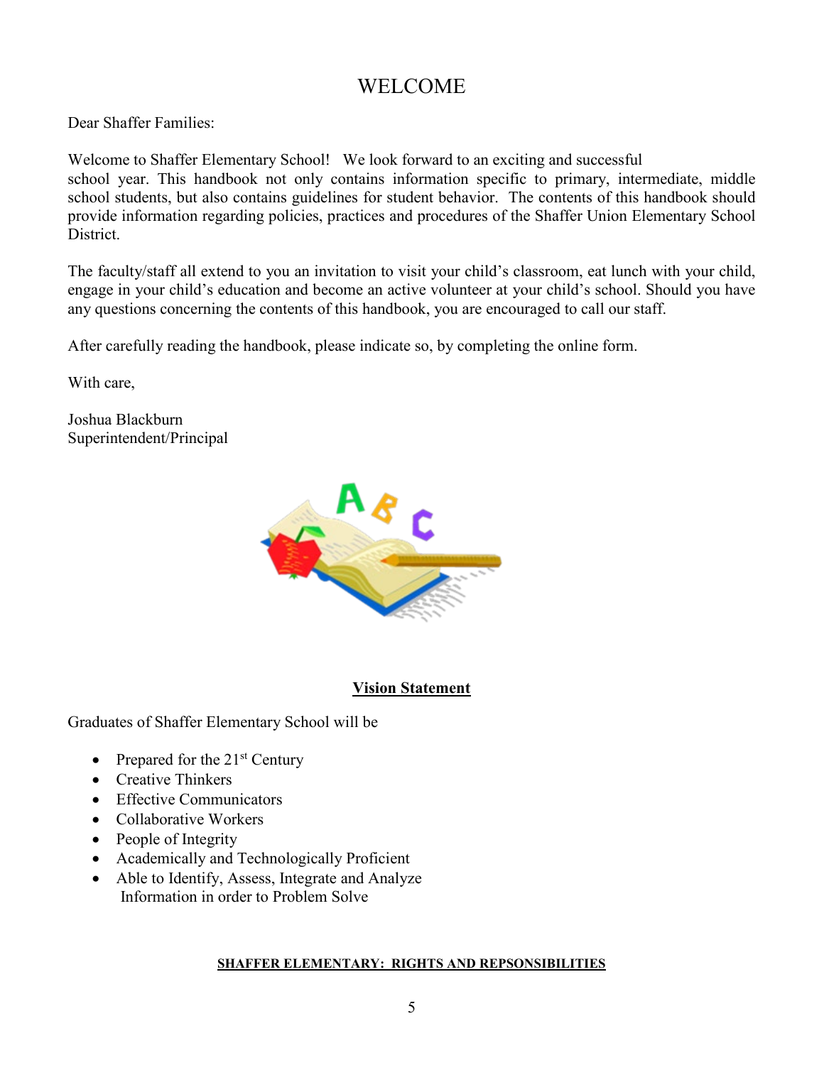# WELCOME

Dear Shaffer Families:

Welcome to Shaffer Elementary School! We look forward to an exciting and successful school year. This handbook not only contains information specific to primary, intermediate, middle school students, but also contains guidelines for student behavior. The contents of this handbook should provide information regarding policies, practices and procedures of the Shaffer Union Elementary School District.

The faculty/staff all extend to you an invitation to visit your child's classroom, eat lunch with your child, engage in your child's education and become an active volunteer at your child's school. Should you have any questions concerning the contents of this handbook, you are encouraged to call our staff.

After carefully reading the handbook, please indicate so, by completing the online form.

With care,

Joshua Blackburn
Superintendent/Principal

## Vision Statement

Graduates of Shaffer Elementary School will be

- Prepared for the 21st Century
- Creative Thinkers
- Effective Communicators
- Collaborative Workers
- People of Integrity
- Academically and Technologically Proficient
- Able to Identify, Assess, Integrate and Analyze Information in order to Problem Solve

**SHAFFER ELEMENTARY: RIGHTS AND REPSONSIBILITIES**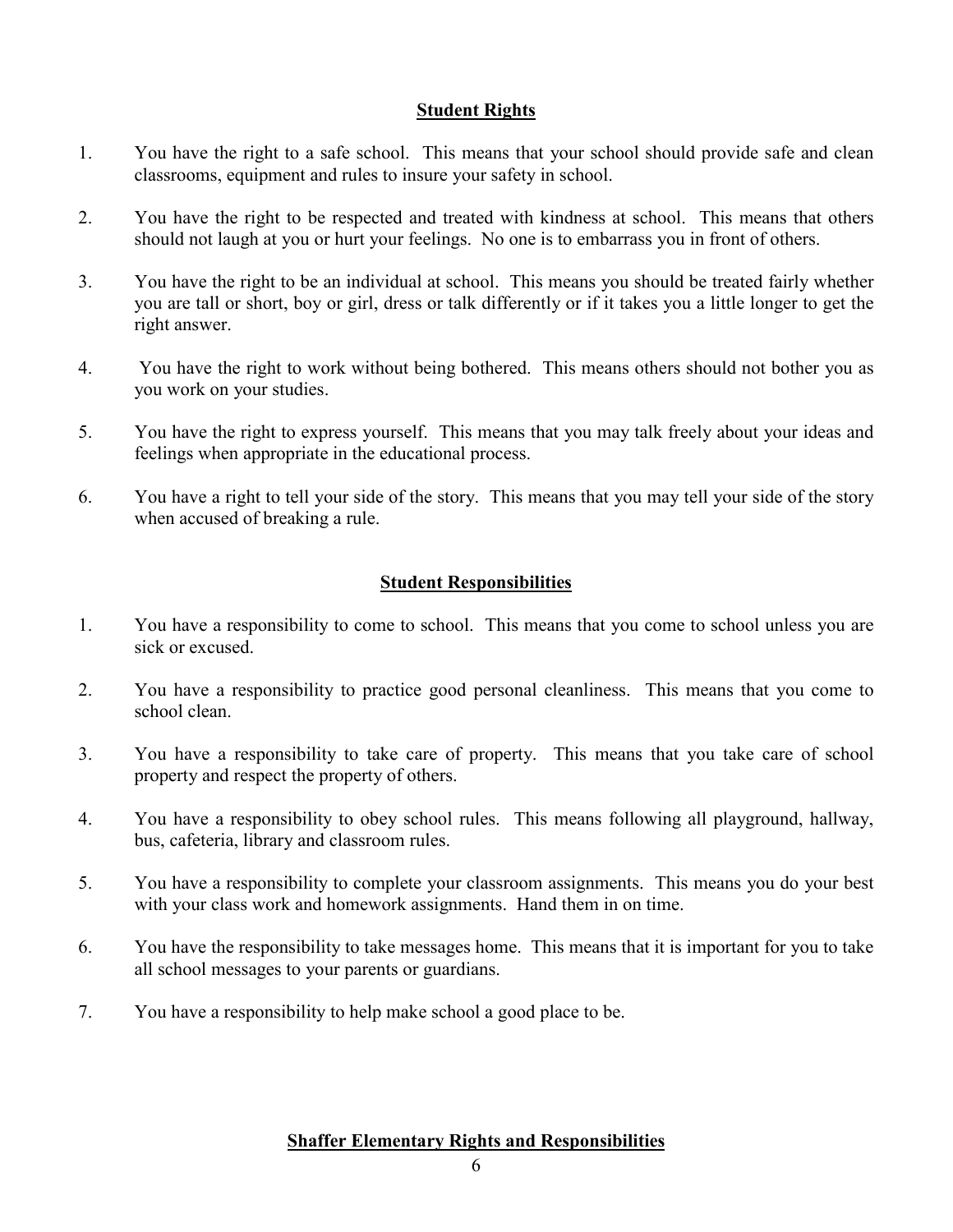## Student Rights

1. You have the right to a safe school. This means that your school should provide safe and clean classrooms, equipment and rules to insure your safety in school.

2. You have the right to be respected and treated with kindness at school. This means that others should not laugh at you or hurt your feelings. No one is to embarrass you in front of others.

3. You have the right to be an individual at school. This means you should be treated fairly whether you are tall or short, boy or girl, dress or talk differently or if it takes you a little longer to get the right answer.

4. You have the right to work without being bothered. This means others should not bother you as you work on your studies.

5. You have the right to express yourself. This means that you may talk freely about your ideas and feelings when appropriate in the educational process.

6. You have a right to tell your side of the story. This means that you may tell your side of the story when accused of breaking a rule.

## Student Responsibilities

1. You have a responsibility to come to school. This means that you come to school unless you are sick or excused.

2. You have a responsibility to practice good personal cleanliness. This means that you come to school clean.

3. You have a responsibility to take care of property. This means that you take care of school property and respect the property of others.

4. You have a responsibility to obey school rules. This means following all playground, hallway, bus, cafeteria, library and classroom rules.

5. You have a responsibility to complete your classroom assignments. This means you do your best with your class work and homework assignments. Hand them in on time.

6. You have the responsibility to take messages home. This means that it is important for you to take all school messages to your parents or guardians.

7. You have a responsibility to help make school a good place to be.

**Shaffer Elementary Rights and Responsibilities**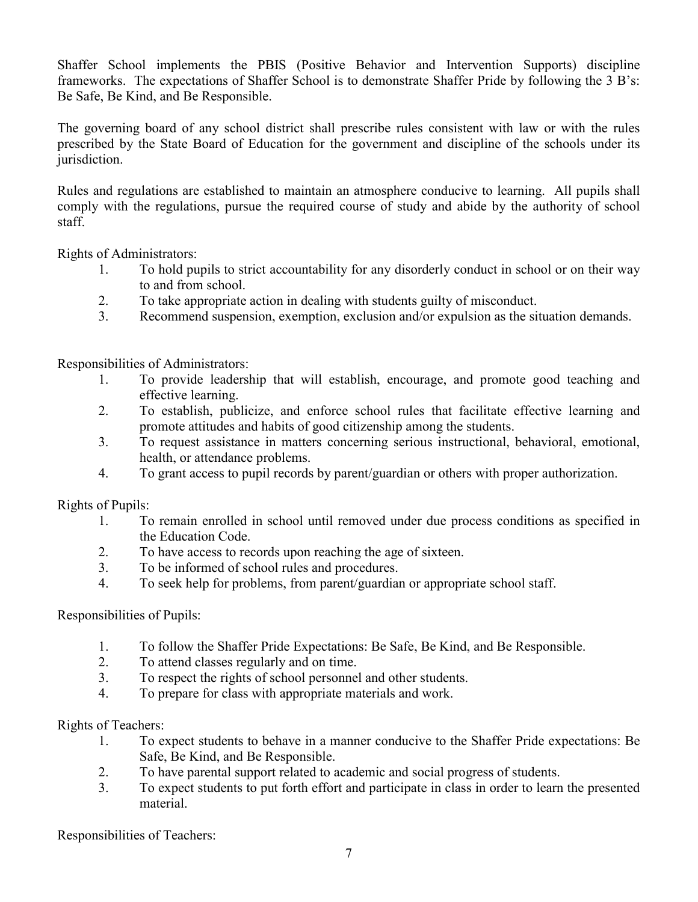Shaffer School implements the PBIS (Positive Behavior and Intervention Supports) discipline frameworks. The expectations of Shaffer School is to demonstrate Shaffer Pride by following the 3 B's: Be Safe, Be Kind, and Be Responsible.

The governing board of any school district shall prescribe rules consistent with law or with the rules prescribed by the State Board of Education for the government and discipline of the schools under its jurisdiction.

Rules and regulations are established to maintain an atmosphere conducive to learning. All pupils shall comply with the regulations, pursue the required course of study and abide by the authority of school staff.

Rights of Administrators:

1. To hold pupils to strict accountability for any disorderly conduct in school or on their way to and from school.
2. To take appropriate action in dealing with students guilty of misconduct.
3. Recommend suspension, exemption, exclusion and/or expulsion as the situation demands.

Responsibilities of Administrators:

1. To provide leadership that will establish, encourage, and promote good teaching and effective learning.
2. To establish, publicize, and enforce school rules that facilitate effective learning and promote attitudes and habits of good citizenship among the students.
3. To request assistance in matters concerning serious instructional, behavioral, emotional, health, or attendance problems.
4. To grant access to pupil records by parent/guardian or others with proper authorization.

Rights of Pupils:

1. To remain enrolled in school until removed under due process conditions as specified in the Education Code.
2. To have access to records upon reaching the age of sixteen.
3. To be informed of school rules and procedures.
4. To seek help for problems, from parent/guardian or appropriate school staff.

Responsibilities of Pupils:

1. To follow the Shaffer Pride Expectations: Be Safe, Be Kind, and Be Responsible.
2. To attend classes regularly and on time.
3. To respect the rights of school personnel and other students.
4. To prepare for class with appropriate materials and work.

Rights of Teachers:

1. To expect students to behave in a manner conducive to the Shaffer Pride expectations: Be Safe, Be Kind, and Be Responsible.
2. To have parental support related to academic and social progress of students.
3. To expect students to put forth effort and participate in class in order to learn the presented material.

Responsibilities of Teachers: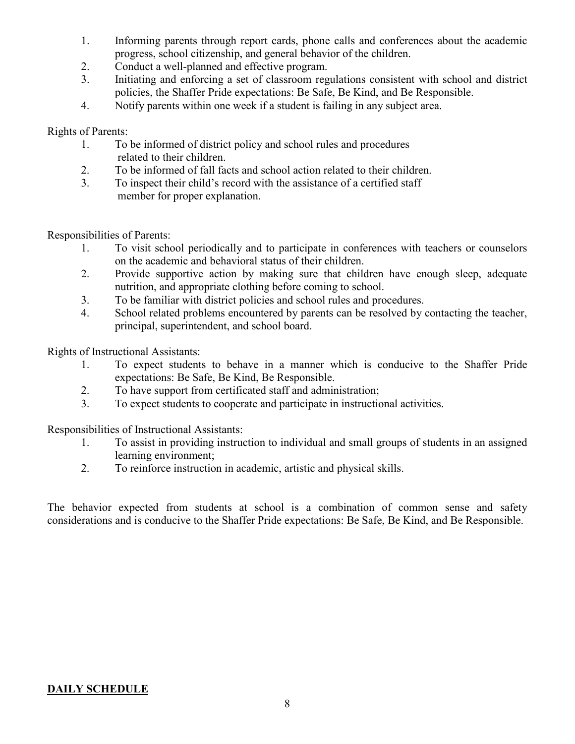1. Informing parents through report cards, phone calls and conferences about the academic progress, school citizenship, and general behavior of the children.
2. Conduct a well-planned and effective program.
3. Initiating and enforcing a set of classroom regulations consistent with school and district policies, the Shaffer Pride expectations: Be Safe, Be Kind, and Be Responsible.
4. Notify parents within one week if a student is failing in any subject area.

Rights of Parents:

1. To be informed of district policy and school rules and procedures related to their children.
2. To be informed of fall facts and school action related to their children.
3. To inspect their child's record with the assistance of a certified staff member for proper explanation.

Responsibilities of Parents:

1. To visit school periodically and to participate in conferences with teachers or counselors on the academic and behavioral status of their children.
2. Provide supportive action by making sure that children have enough sleep, adequate nutrition, and appropriate clothing before coming to school.
3. To be familiar with district policies and school rules and procedures.
4. School related problems encountered by parents can be resolved by contacting the teacher, principal, superintendent, and school board.

Rights of Instructional Assistants:

1. To expect students to behave in a manner which is conducive to the Shaffer Pride expectations: Be Safe, Be Kind, Be Responsible.
2. To have support from certificated staff and administration;
3. To expect students to cooperate and participate in instructional activities.

Responsibilities of Instructional Assistants:

1. To assist in providing instruction to individual and small groups of students in an assigned learning environment;
2. To reinforce instruction in academic, artistic and physical skills.

The behavior expected from students at school is a combination of common sense and safety considerations and is conducive to the Shaffer Pride expectations: Be Safe, Be Kind, and Be Responsible.

## DAILY SCHEDULE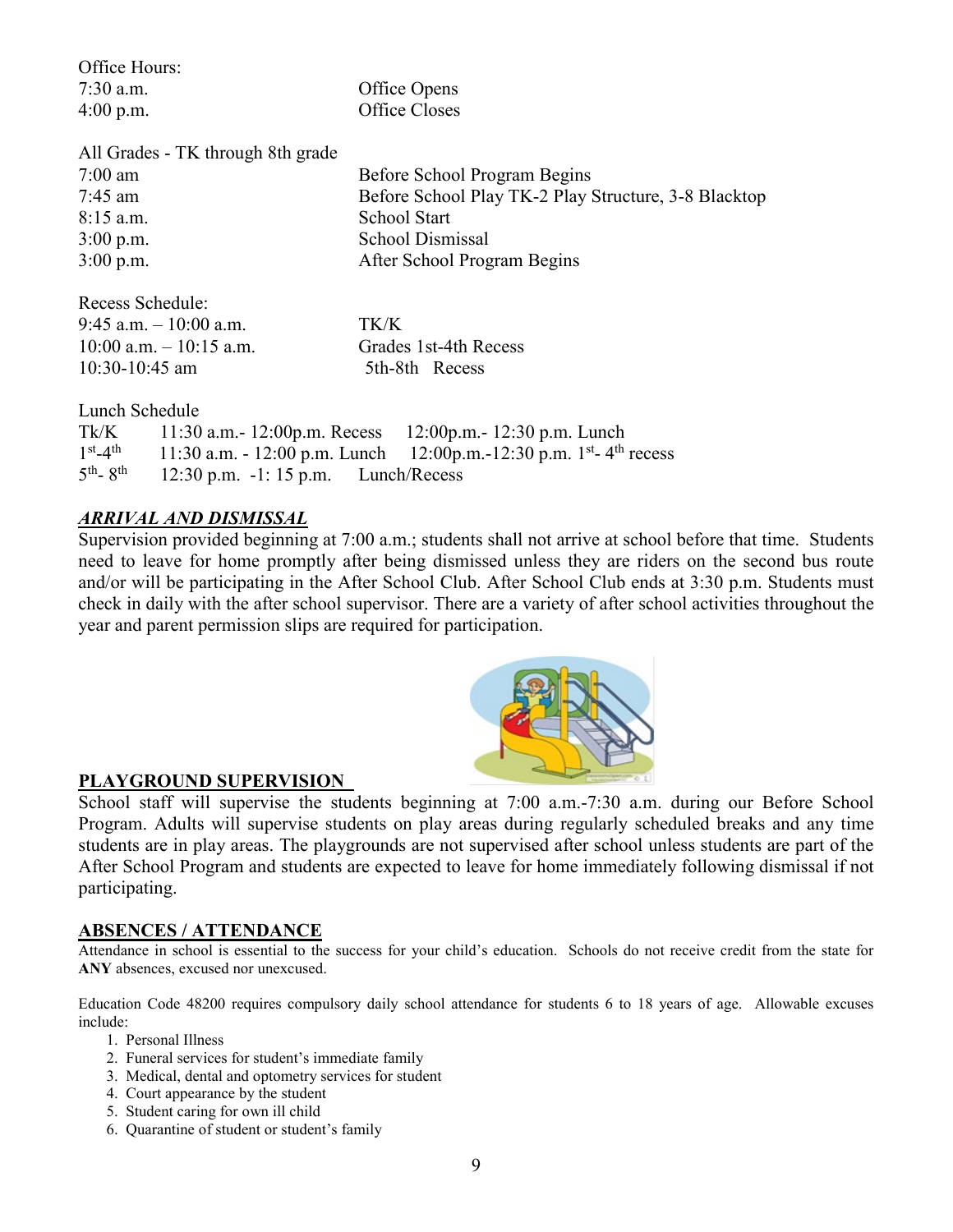Office Hours:

| | |
|---|---|
| 7:30 a.m. | Office Opens |
| 4:00 p.m. | Office Closes |

All Grades - TK through 8th grade

| | |
|---|---|
| 7:00 am | Before School Program Begins |
| 7:45 am | Before School Play TK-2 Play Structure, 3-8 Blacktop |
| 8:15 a.m. | School Start |
| 3:00 p.m. | School Dismissal |
| 3:00 p.m. | After School Program Begins |

Recess Schedule:

| | |
|---|---|
| 9:45 a.m. – 10:00 a.m. | TK/K |
| 10:00 a.m. – 10:15 a.m. | Grades 1st-4th Recess |
| 10:30-10:45 am | 5th-8th Recess |

Lunch Schedule

| | | |
|---|---|---|
| Tk/K | 11:30 a.m.- 12:00p.m. Recess | 12:00p.m.- 12:30 p.m. Lunch |
| 1st-4th | 11:30 a.m. - 12:00 p.m. Lunch | 12:00p.m.-12:30 p.m. 1st- 4th recess |
| 5th- 8th | 12:30 p.m. -1: 15 p.m. | Lunch/Recess |

## ***ARRIVAL AND DISMISSAL***

Supervision provided beginning at 7:00 a.m.; students shall not arrive at school before that time. Students need to leave for home promptly after being dismissed unless they are riders on the second bus route and/or will be participating in the After School Club. After School Club ends at 3:30 p.m. Students must check in daily with the after school supervisor. There are a variety of after school activities throughout the year and parent permission slips are required for participation.

## **PLAYGROUND SUPERVISION**

School staff will supervise the students beginning at 7:00 a.m.-7:30 a.m. during our Before School Program. Adults will supervise students on play areas during regularly scheduled breaks and any time students are in play areas. The playgrounds are not supervised after school unless students are part of the After School Program and students are expected to leave for home immediately following dismissal if not participating.

## **ABSENCES / ATTENDANCE**

Attendance in school is essential to the success for your child's education. Schools do not receive credit from the state for **ANY** absences, excused nor unexcused.

Education Code 48200 requires compulsory daily school attendance for students 6 to 18 years of age. Allowable excuses include:

1. Personal Illness
2. Funeral services for student's immediate family
3. Medical, dental and optometry services for student
4. Court appearance by the student
5. Student caring for own ill child
6. Quarantine of student or student's family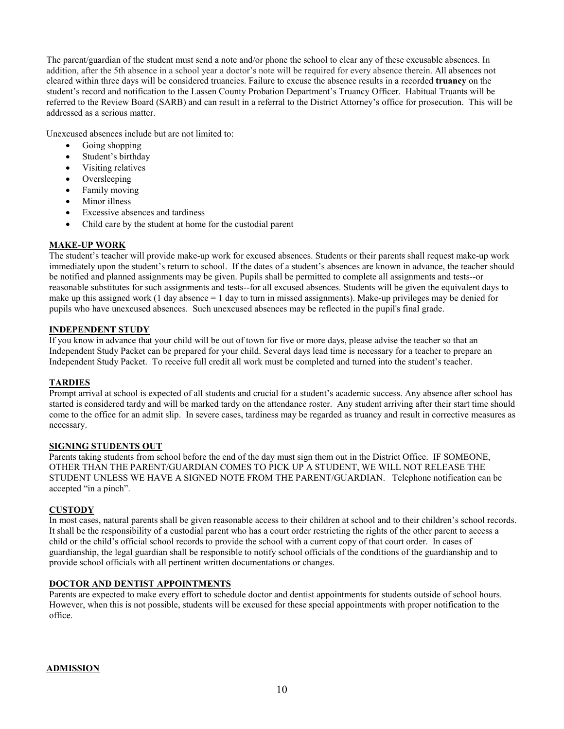The parent/guardian of the student must send a note and/or phone the school to clear any of these excusable absences. In addition, after the 5th absence in a school year a doctor's note will be required for every absence therein. All absences not cleared within three days will be considered truancies. Failure to excuse the absence results in a recorded **truancy** on the student's record and notification to the Lassen County Probation Department's Truancy Officer. Habitual Truants will be referred to the Review Board (SARB) and can result in a referral to the District Attorney's office for prosecution. This will be addressed as a serious matter.

Unexcused absences include but are not limited to:

- Going shopping
- Student's birthday
- Visiting relatives
- Oversleeping
- Family moving
- Minor illness
- Excessive absences and tardiness
- Child care by the student at home for the custodial parent

**MAKE-UP WORK**

The student's teacher will provide make-up work for excused absences. Students or their parents shall request make-up work immediately upon the student's return to school. If the dates of a student's absences are known in advance, the teacher should be notified and planned assignments may be given. Pupils shall be permitted to complete all assignments and tests--or reasonable substitutes for such assignments and tests--for all excused absences. Students will be given the equivalent days to make up this assigned work (1 day absence = 1 day to turn in missed assignments). Make-up privileges may be denied for pupils who have unexcused absences. Such unexcused absences may be reflected in the pupil's final grade.

**INDEPENDENT STUDY**

If you know in advance that your child will be out of town for five or more days, please advise the teacher so that an Independent Study Packet can be prepared for your child. Several days lead time is necessary for a teacher to prepare an Independent Study Packet. To receive full credit all work must be completed and turned into the student's teacher.

**TARDIES**

Prompt arrival at school is expected of all students and crucial for a student's academic success. Any absence after school has started is considered tardy and will be marked tardy on the attendance roster. Any student arriving after their start time should come to the office for an admit slip. In severe cases, tardiness may be regarded as truancy and result in corrective measures as necessary.

**SIGNING STUDENTS OUT**

Parents taking students from school before the end of the day must sign them out in the District Office. IF SOMEONE, OTHER THAN THE PARENT/GUARDIAN COMES TO PICK UP A STUDENT, WE WILL NOT RELEASE THE STUDENT UNLESS WE HAVE A SIGNED NOTE FROM THE PARENT/GUARDIAN. Telephone notification can be accepted "in a pinch".

**CUSTODY**

In most cases, natural parents shall be given reasonable access to their children at school and to their children's school records. It shall be the responsibility of a custodial parent who has a court order restricting the rights of the other parent to access a child or the child's official school records to provide the school with a current copy of that court order. In cases of guardianship, the legal guardian shall be responsible to notify school officials of the conditions of the guardianship and to provide school officials with all pertinent written documentations or changes.

**DOCTOR AND DENTIST APPOINTMENTS**

Parents are expected to make every effort to schedule doctor and dentist appointments for students outside of school hours. However, when this is not possible, students will be excused for these special appointments with proper notification to the office.

**ADMISSION**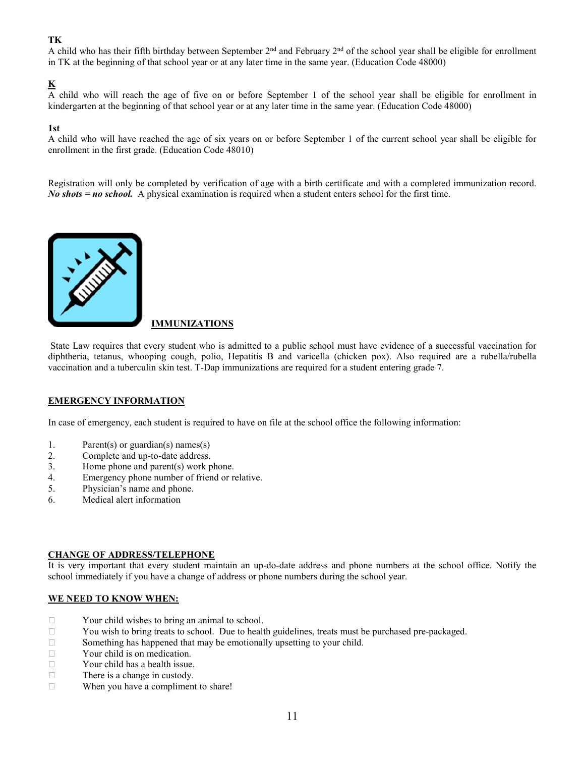**TK**

A child who has their fifth birthday between September 2nd and February 2nd of the school year shall be eligible for enrollment in TK at the beginning of that school year or at any later time in the same year. (Education Code 48000)

**K**

A child who will reach the age of five on or before September 1 of the school year shall be eligible for enrollment in kindergarten at the beginning of that school year or at any later time in the same year. (Education Code 48000)

**1st**

A child who will have reached the age of six years on or before September 1 of the current school year shall be eligible for enrollment in the first grade. (Education Code 48010)

Registration will only be completed by verification of age with a birth certificate and with a completed immunization record. ***No shots = no school.*** A physical examination is required when a student enters school for the first time.

## IMMUNIZATIONS

State Law requires that every student who is admitted to a public school must have evidence of a successful vaccination for diphtheria, tetanus, whooping cough, polio, Hepatitis B and varicella (chicken pox). Also required are a rubella/rubella vaccination and a tuberculin skin test. T-Dap immunizations are required for a student entering grade 7.

## EMERGENCY INFORMATION

In case of emergency, each student is required to have on file at the school office the following information:

1. Parent(s) or guardian(s) names(s)
2. Complete and up-to-date address.
3. Home phone and parent(s) work phone.
4. Emergency phone number of friend or relative.
5. Physician's name and phone.
6. Medical alert information

## CHANGE OF ADDRESS/TELEPHONE

It is very important that every student maintain an up-do-date address and phone numbers at the school office. Notify the school immediately if you have a change of address or phone numbers during the school year.

## WE NEED TO KNOW WHEN:

- Your child wishes to bring an animal to school.
- You wish to bring treats to school. Due to health guidelines, treats must be purchased pre-packaged.
- Something has happened that may be emotionally upsetting to your child.
- Your child is on medication.
- Your child has a health issue.
- There is a change in custody.
- When you have a compliment to share!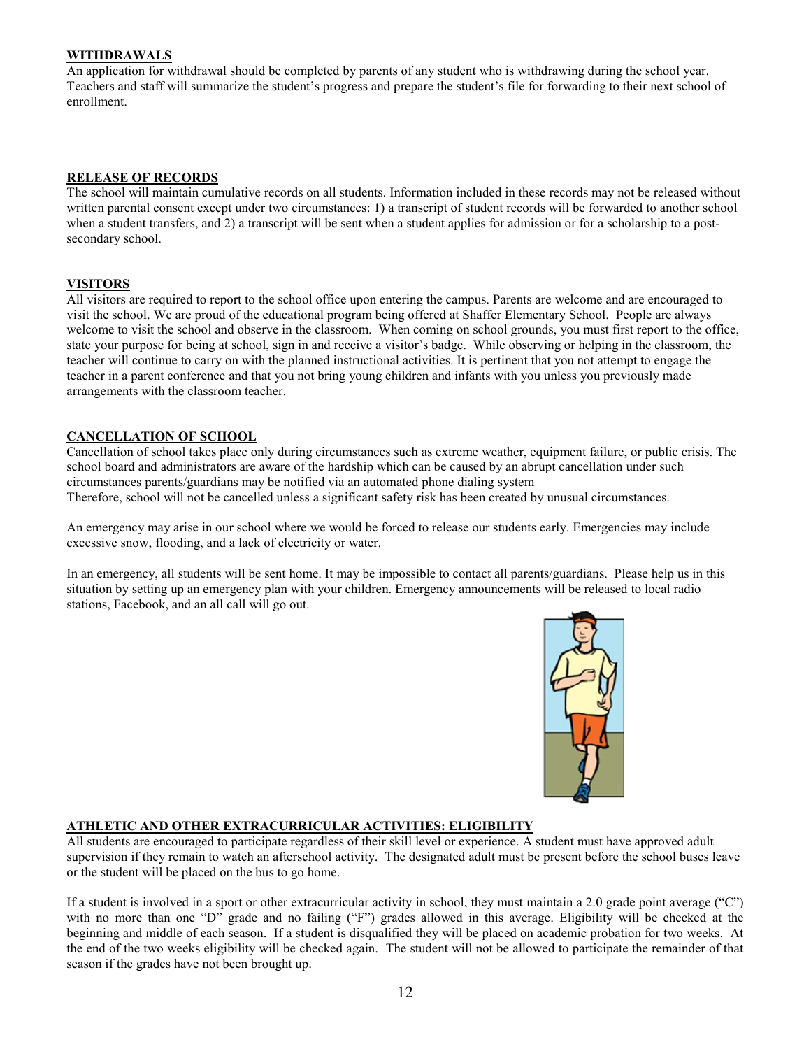**WITHDRAWALS**

An application for withdrawal should be completed by parents of any student who is withdrawing during the school year. Teachers and staff will summarize the student's progress and prepare the student's file for forwarding to their next school of enrollment.

**RELEASE OF RECORDS**

The school will maintain cumulative records on all students. Information included in these records may not be released without written parental consent except under two circumstances: 1) a transcript of student records will be forwarded to another school when a student transfers, and 2) a transcript will be sent when a student applies for admission or for a scholarship to a post-secondary school.

**VISITORS**

All visitors are required to report to the school office upon entering the campus. Parents are welcome and are encouraged to visit the school. We are proud of the educational program being offered at Shaffer Elementary School. People are always welcome to visit the school and observe in the classroom. When coming on school grounds, you must first report to the office, state your purpose for being at school, sign in and receive a visitor's badge. While observing or helping in the classroom, the teacher will continue to carry on with the planned instructional activities. It is pertinent that you not attempt to engage the teacher in a parent conference and that you not bring young children and infants with you unless you previously made arrangements with the classroom teacher.

**CANCELLATION OF SCHOOL**

Cancellation of school takes place only during circumstances such as extreme weather, equipment failure, or public crisis. The school board and administrators are aware of the hardship which can be caused by an abrupt cancellation under such circumstances parents/guardians may be notified via an automated phone dialing system
Therefore, school will not be cancelled unless a significant safety risk has been created by unusual circumstances.

An emergency may arise in our school where we would be forced to release our students early. Emergencies may include excessive snow, flooding, and a lack of electricity or water.

In an emergency, all students will be sent home. It may be impossible to contact all parents/guardians. Please help us in this situation by setting up an emergency plan with your children. Emergency announcements will be released to local radio stations, Facebook, and an all call will go out.

**ATHLETIC AND OTHER EXTRACURRICULAR ACTIVITIES: ELIGIBILITY**

All students are encouraged to participate regardless of their skill level or experience. A student must have approved adult supervision if they remain to watch an afterschool activity. The designated adult must be present before the school buses leave or the student will be placed on the bus to go home.

If a student is involved in a sport or other extracurricular activity in school, they must maintain a 2.0 grade point average ("C") with no more than one "D" grade and no failing ("F") grades allowed in this average. Eligibility will be checked at the beginning and middle of each season. If a student is disqualified they will be placed on academic probation for two weeks. At the end of the two weeks eligibility will be checked again. The student will not be allowed to participate the remainder of that season if the grades have not been brought up.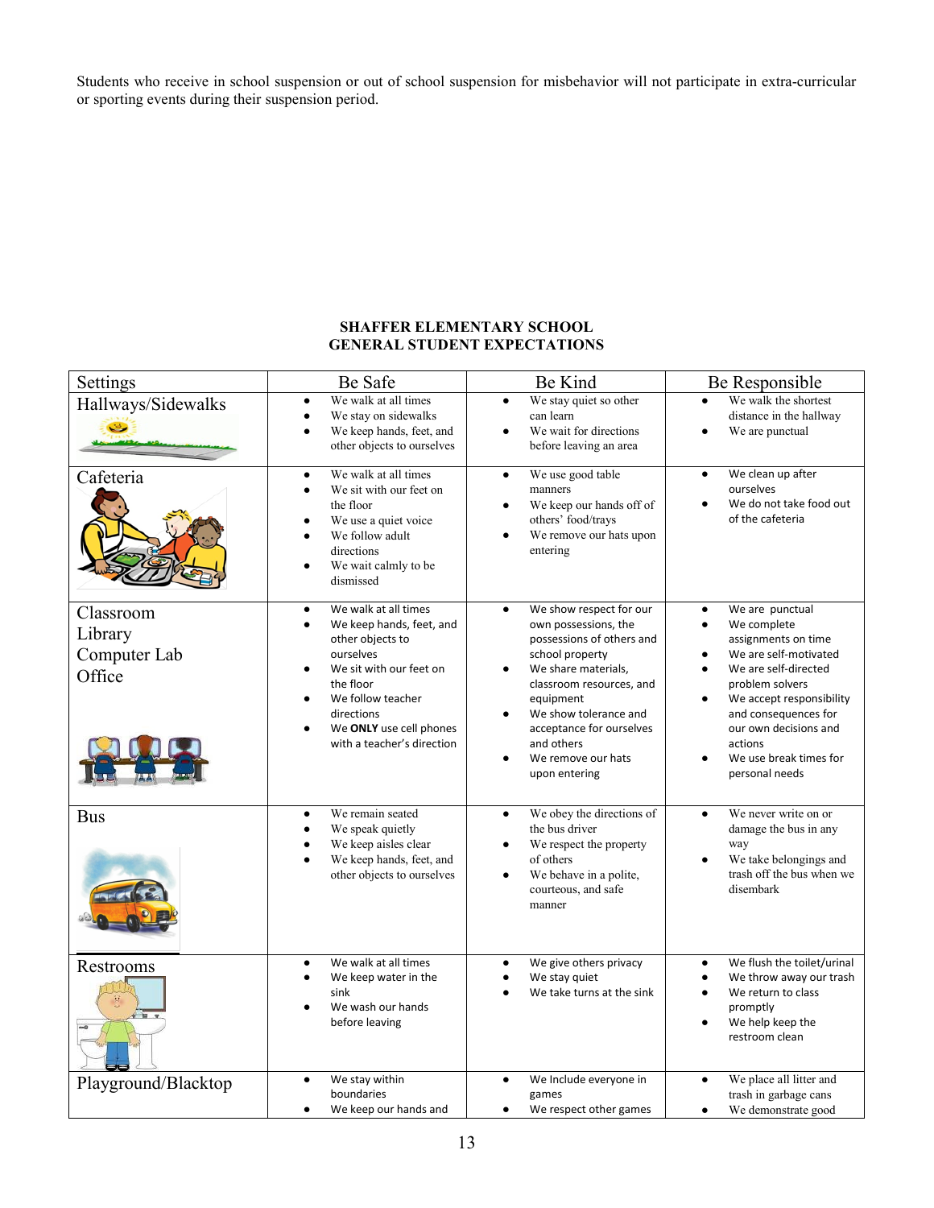Students who receive in school suspension or out of school suspension for misbehavior will not participate in extra-curricular or sporting events during their suspension period.

**SHAFFER ELEMENTARY SCHOOL**
**GENERAL STUDENT EXPECTATIONS**

| Settings | Be Safe | Be Kind | Be Responsible |
|---|---|---|---|
| Hallways/Sidewalks | • We walk at all times<br>• We stay on sidewalks<br>• We keep hands, feet, and other objects to ourselves | • We stay quiet so other can learn<br>• We wait for directions before leaving an area | • We walk the shortest distance in the hallway<br>• We are punctual |
| Cafeteria | • We walk at all times<br>• We sit with our feet on the floor<br>• We use a quiet voice<br>• We follow adult directions<br>• We wait calmly to be dismissed | • We use good table manners<br>• We keep our hands off of others' food/trays<br>• We remove our hats upon entering | • We clean up after ourselves<br>• We do not take food out of the cafeteria |
| Classroom<br>Library<br>Computer Lab<br>Office | • We walk at all times<br>• We keep hands, feet, and other objects to ourselves<br>• We sit with our feet on the floor<br>• We follow teacher directions<br>• We **ONLY** use cell phones with a teacher's direction | • We show respect for our own possessions, the possessions of others and school property<br>• We share materials, classroom resources, and equipment<br>• We show tolerance and acceptance for ourselves and others<br>• We remove our hats upon entering | • We are punctual<br>• We complete assignments on time<br>• We are self-motivated<br>• We are self-directed problem solvers<br>• We accept responsibility and consequences for our own decisions and actions<br>• We use break times for personal needs |
| Bus | • We remain seated<br>• We speak quietly<br>• We keep aisles clear<br>• We keep hands, feet, and other objects to ourselves | • We obey the directions of the bus driver<br>• We respect the property of others<br>• We behave in a polite, courteous, and safe manner | • We never write on or damage the bus in any way<br>• We take belongings and trash off the bus when we disembark |
| Restrooms | • We walk at all times<br>• We keep water in the sink<br>• We wash our hands before leaving | • We give others privacy<br>• We stay quiet<br>• We take turns at the sink | • We flush the toilet/urinal<br>• We throw away our trash<br>• We return to class promptly<br>• We help keep the restroom clean |
| Playground/Blacktop | • We stay within boundaries<br>• We keep our hands and | • We Include everyone in games<br>• We respect other games | • We place all litter and trash in garbage cans<br>• We demonstrate good |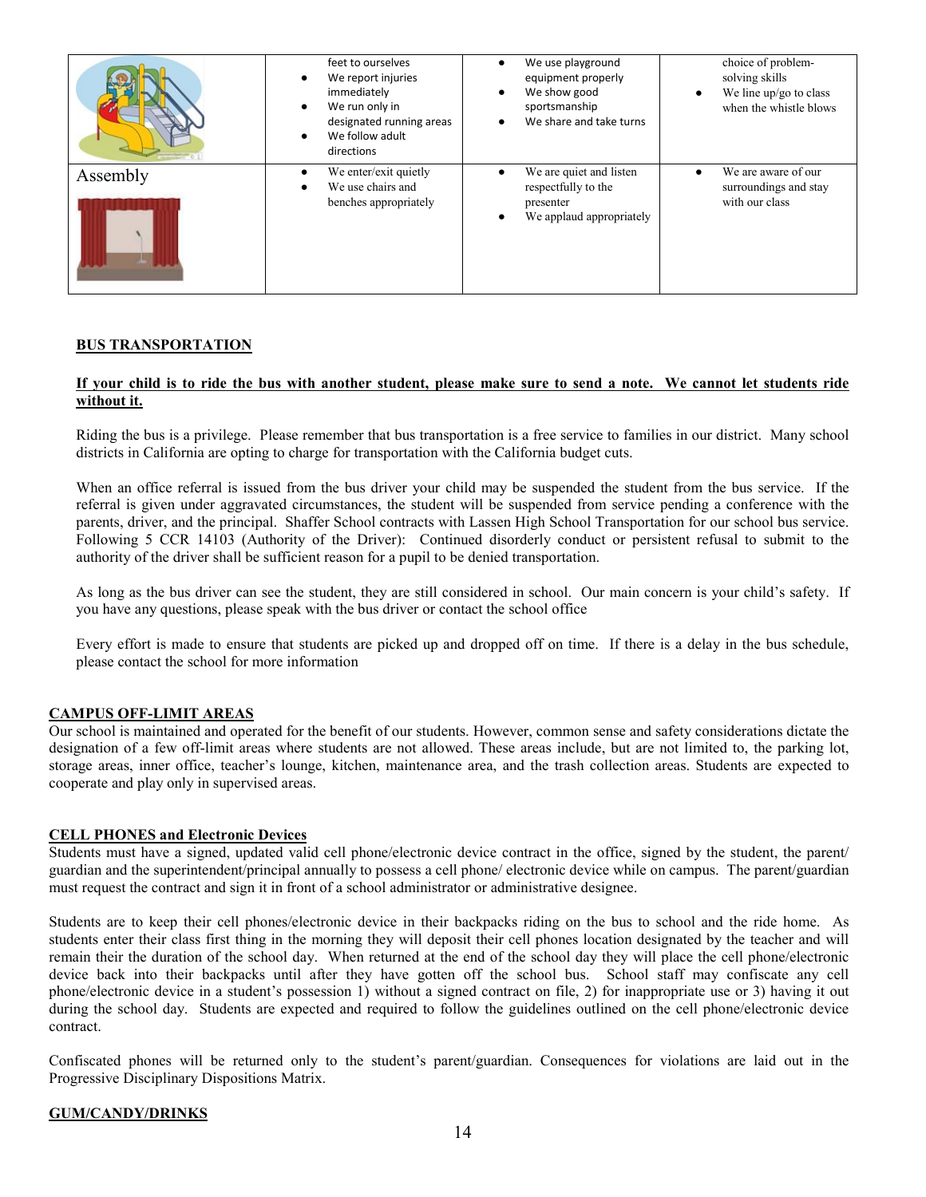| | | | |
|---|---|---|---|
| | feet to ourselves<br>• We report injuries immediately<br>• We run only in designated running areas<br>• We follow adult directions | • We use playground equipment properly<br>• We show good sportsmanship<br>• We share and take turns | choice of problem-solving skills<br>• We line up/go to class when the whistle blows |
| Assembly | • We enter/exit quietly<br>• We use chairs and benches appropriately | • We are quiet and listen respectfully to the presenter<br>• We applaud appropriately | • We are aware of our surroundings and stay with our class |

**BUS TRANSPORTATION**

**If your child is to ride the bus with another student, please make sure to send a note. We cannot let students ride without it.**

Riding the bus is a privilege. Please remember that bus transportation is a free service to families in our district. Many school districts in California are opting to charge for transportation with the California budget cuts.

When an office referral is issued from the bus driver your child may be suspended the student from the bus service. If the referral is given under aggravated circumstances, the student will be suspended from service pending a conference with the parents, driver, and the principal. Shaffer School contracts with Lassen High School Transportation for our school bus service. Following 5 CCR 14103 (Authority of the Driver): Continued disorderly conduct or persistent refusal to submit to the authority of the driver shall be sufficient reason for a pupil to be denied transportation.

As long as the bus driver can see the student, they are still considered in school. Our main concern is your child's safety. If you have any questions, please speak with the bus driver or contact the school office

Every effort is made to ensure that students are picked up and dropped off on time. If there is a delay in the bus schedule, please contact the school for more information

**CAMPUS OFF-LIMIT AREAS**

Our school is maintained and operated for the benefit of our students. However, common sense and safety considerations dictate the designation of a few off-limit areas where students are not allowed. These areas include, but are not limited to, the parking lot, storage areas, inner office, teacher's lounge, kitchen, maintenance area, and the trash collection areas. Students are expected to cooperate and play only in supervised areas.

**CELL PHONES and Electronic Devices**

Students must have a signed, updated valid cell phone/electronic device contract in the office, signed by the student, the parent/ guardian and the superintendent/principal annually to possess a cell phone/ electronic device while on campus. The parent/guardian must request the contract and sign it in front of a school administrator or administrative designee.

Students are to keep their cell phones/electronic device in their backpacks riding on the bus to school and the ride home. As students enter their class first thing in the morning they will deposit their cell phones location designated by the teacher and will remain their the duration of the school day. When returned at the end of the school day they will place the cell phone/electronic device back into their backpacks until after they have gotten off the school bus. School staff may confiscate any cell phone/electronic device in a student's possession 1) without a signed contract on file, 2) for inappropriate use or 3) having it out during the school day. Students are expected and required to follow the guidelines outlined on the cell phone/electronic device contract.

Confiscated phones will be returned only to the student's parent/guardian. Consequences for violations are laid out in the Progressive Disciplinary Dispositions Matrix.

**GUM/CANDY/DRINKS**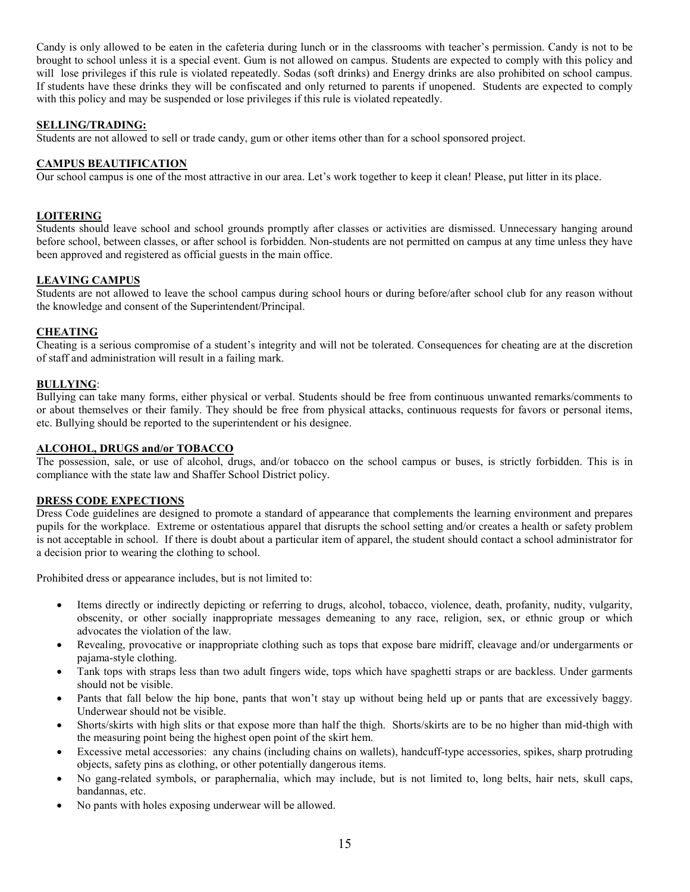Candy is only allowed to be eaten in the cafeteria during lunch or in the classrooms with teacher's permission. Candy is not to be brought to school unless it is a special event. Gum is not allowed on campus. Students are expected to comply with this policy and will lose privileges if this rule is violated repeatedly. Sodas (soft drinks) and Energy drinks are also prohibited on school campus. If students have these drinks they will be confiscated and only returned to parents if unopened. Students are expected to comply with this policy and may be suspended or lose privileges if this rule is violated repeatedly.

**SELLING/TRADING:**

Students are not allowed to sell or trade candy, gum or other items other than for a school sponsored project.

**CAMPUS BEAUTIFICATION**

Our school campus is one of the most attractive in our area. Let's work together to keep it clean! Please, put litter in its place.

**LOITERING**

Students should leave school and school grounds promptly after classes or activities are dismissed. Unnecessary hanging around before school, between classes, or after school is forbidden. Non-students are not permitted on campus at any time unless they have been approved and registered as official guests in the main office.

**LEAVING CAMPUS**

Students are not allowed to leave the school campus during school hours or during before/after school club for any reason without the knowledge and consent of the Superintendent/Principal.

**CHEATING**

Cheating is a serious compromise of a student's integrity and will not be tolerated. Consequences for cheating are at the discretion of staff and administration will result in a failing mark.

**BULLYING**:

Bullying can take many forms, either physical or verbal. Students should be free from continuous unwanted remarks/comments to or about themselves or their family. They should be free from physical attacks, continuous requests for favors or personal items, etc. Bullying should be reported to the superintendent or his designee.

**ALCOHOL, DRUGS and/or TOBACCO**

The possession, sale, or use of alcohol, drugs, and/or tobacco on the school campus or buses, is strictly forbidden. This is in compliance with the state law and Shaffer School District policy.

**DRESS CODE EXPECTIONS**

Dress Code guidelines are designed to promote a standard of appearance that complements the learning environment and prepares pupils for the workplace. Extreme or ostentatious apparel that disrupts the school setting and/or creates a health or safety problem is not acceptable in school. If there is doubt about a particular item of apparel, the student should contact a school administrator for a decision prior to wearing the clothing to school.

Prohibited dress or appearance includes, but is not limited to:

- Items directly or indirectly depicting or referring to drugs, alcohol, tobacco, violence, death, profanity, nudity, vulgarity, obscenity, or other socially inappropriate messages demeaning to any race, religion, sex, or ethnic group or which advocates the violation of the law.
- Revealing, provocative or inappropriate clothing such as tops that expose bare midriff, cleavage and/or undergarments or pajama-style clothing.
- Tank tops with straps less than two adult fingers wide, tops which have spaghetti straps or are backless. Under garments should not be visible.
- Pants that fall below the hip bone, pants that won't stay up without being held up or pants that are excessively baggy. Underwear should not be visible.
- Shorts/skirts with high slits or that expose more than half the thigh. Shorts/skirts are to be no higher than mid-thigh with the measuring point being the highest open point of the skirt hem.
- Excessive metal accessories: any chains (including chains on wallets), handcuff-type accessories, spikes, sharp protruding objects, safety pins as clothing, or other potentially dangerous items.
- No gang-related symbols, or paraphernalia, which may include, but is not limited to, long belts, hair nets, skull caps, bandannas, etc.
- No pants with holes exposing underwear will be allowed.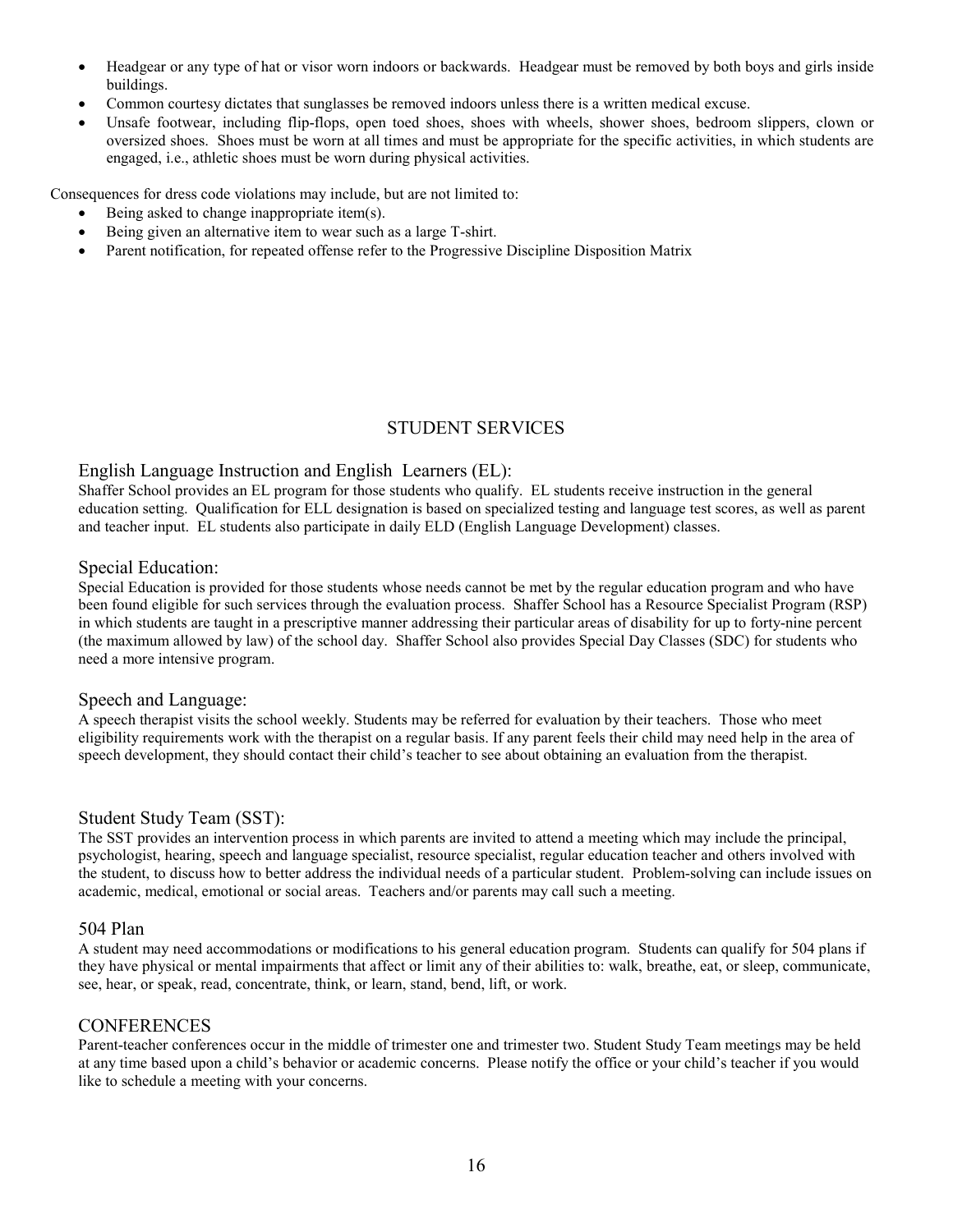- Headgear or any type of hat or visor worn indoors or backwards. Headgear must be removed by both boys and girls inside buildings.
- Common courtesy dictates that sunglasses be removed indoors unless there is a written medical excuse.
- Unsafe footwear, including flip-flops, open toed shoes, shoes with wheels, shower shoes, bedroom slippers, clown or oversized shoes. Shoes must be worn at all times and must be appropriate for the specific activities, in which students are engaged, i.e., athletic shoes must be worn during physical activities.

Consequences for dress code violations may include, but are not limited to:

- Being asked to change inappropriate item(s).
- Being given an alternative item to wear such as a large T-shirt.
- Parent notification, for repeated offense refer to the Progressive Discipline Disposition Matrix

# STUDENT SERVICES

## English Language Instruction and English Learners (EL):

Shaffer School provides an EL program for those students who qualify. EL students receive instruction in the general education setting. Qualification for ELL designation is based on specialized testing and language test scores, as well as parent and teacher input. EL students also participate in daily ELD (English Language Development) classes.

## Special Education:

Special Education is provided for those students whose needs cannot be met by the regular education program and who have been found eligible for such services through the evaluation process. Shaffer School has a Resource Specialist Program (RSP) in which students are taught in a prescriptive manner addressing their particular areas of disability for up to forty-nine percent (the maximum allowed by law) of the school day. Shaffer School also provides Special Day Classes (SDC) for students who need a more intensive program.

## Speech and Language:

A speech therapist visits the school weekly. Students may be referred for evaluation by their teachers. Those who meet eligibility requirements work with the therapist on a regular basis. If any parent feels their child may need help in the area of speech development, they should contact their child's teacher to see about obtaining an evaluation from the therapist.

## Student Study Team (SST):

The SST provides an intervention process in which parents are invited to attend a meeting which may include the principal, psychologist, hearing, speech and language specialist, resource specialist, regular education teacher and others involved with the student, to discuss how to better address the individual needs of a particular student. Problem-solving can include issues on academic, medical, emotional or social areas. Teachers and/or parents may call such a meeting.

## 504 Plan

A student may need accommodations or modifications to his general education program. Students can qualify for 504 plans if they have physical or mental impairments that affect or limit any of their abilities to: walk, breathe, eat, or sleep, communicate, see, hear, or speak, read, concentrate, think, or learn, stand, bend, lift, or work.

## CONFERENCES

Parent-teacher conferences occur in the middle of trimester one and trimester two. Student Study Team meetings may be held at any time based upon a child's behavior or academic concerns. Please notify the office or your child's teacher if you would like to schedule a meeting with your concerns.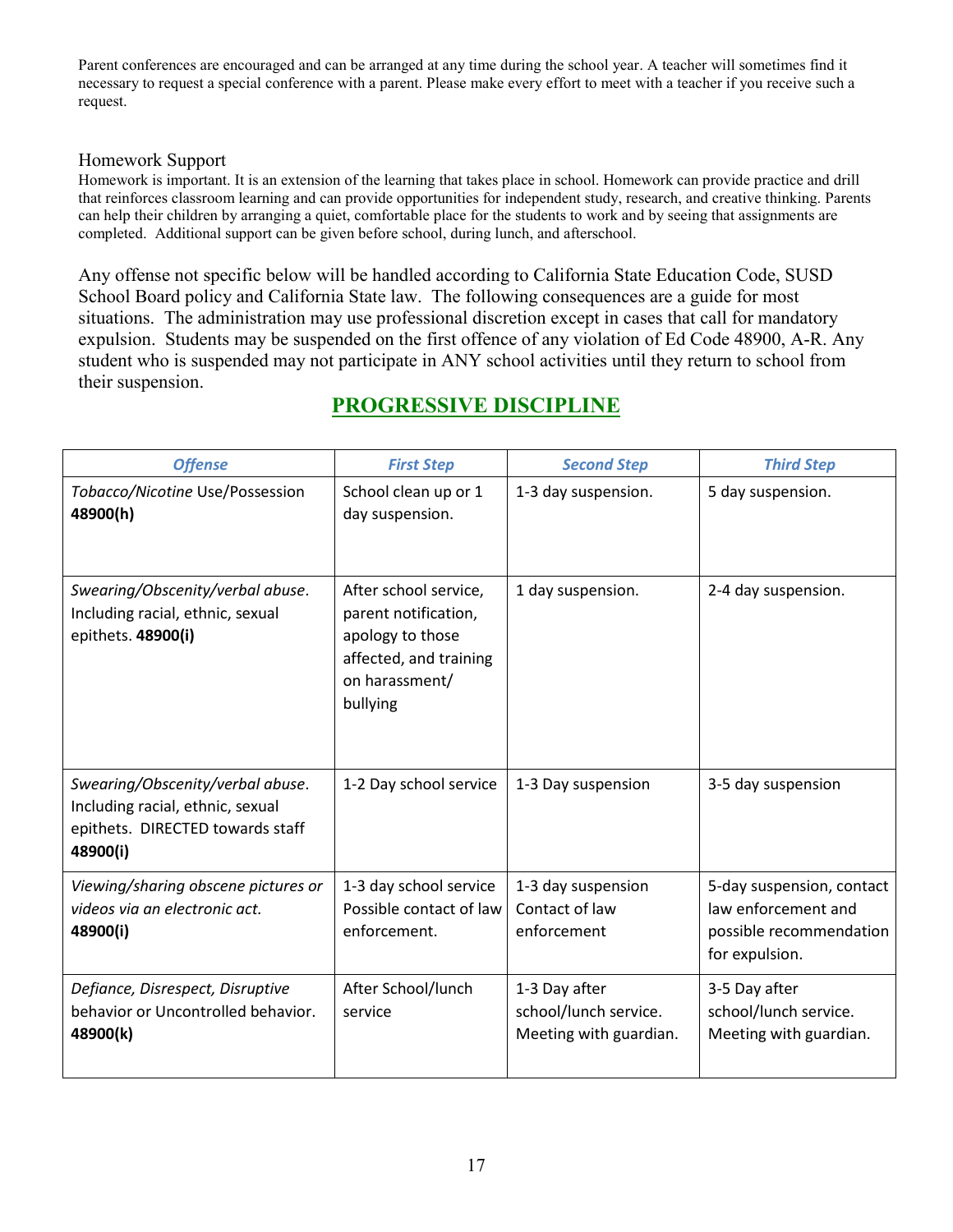Parent conferences are encouraged and can be arranged at any time during the school year. A teacher will sometimes find it necessary to request a special conference with a parent. Please make every effort to meet with a teacher if you receive such a request.

## Homework Support

Homework is important. It is an extension of the learning that takes place in school. Homework can provide practice and drill that reinforces classroom learning and can provide opportunities for independent study, research, and creative thinking. Parents can help their children by arranging a quiet, comfortable place for the students to work and by seeing that assignments are completed. Additional support can be given before school, during lunch, and afterschool.

Any offense not specific below will be handled according to California State Education Code, SUSD School Board policy and California State law. The following consequences are a guide for most situations. The administration may use professional discretion except in cases that call for mandatory expulsion. Students may be suspended on the first offence of any violation of Ed Code 48900, A-R. Any student who is suspended may not participate in ANY school activities until they return to school from their suspension.

## PROGRESSIVE DISCIPLINE

| *Offense* | *First Step* | *Second Step* | *Third Step* |
|---|---|---|---|
| *Tobacco/Nicotine* Use/Possession **48900(h)** | School clean up or 1 day suspension. | 1-3 day suspension. | 5 day suspension. |
| *Swearing/Obscenity/verbal abuse*. Including racial, ethnic, sexual epithets. **48900(i)** | After school service, parent notification, apology to those affected, and training on harassment/ bullying | 1 day suspension. | 2-4 day suspension. |
| *Swearing/Obscenity/verbal abuse*. Including racial, ethnic, sexual epithets. DIRECTED towards staff **48900(i)** | 1-2 Day school service | 1-3 Day suspension | 3-5 day suspension |
| *Viewing/sharing obscene pictures or videos via an electronic act.* **48900(i)** | 1-3 day school service Possible contact of law enforcement. | 1-3 day suspension Contact of law enforcement | 5-day suspension, contact law enforcement and possible recommendation for expulsion. |
| *Defiance, Disrespect, Disruptive* behavior or Uncontrolled behavior. **48900(k)** | After School/lunch service | 1-3 Day after school/lunch service. Meeting with guardian. | 3-5 Day after school/lunch service. Meeting with guardian. |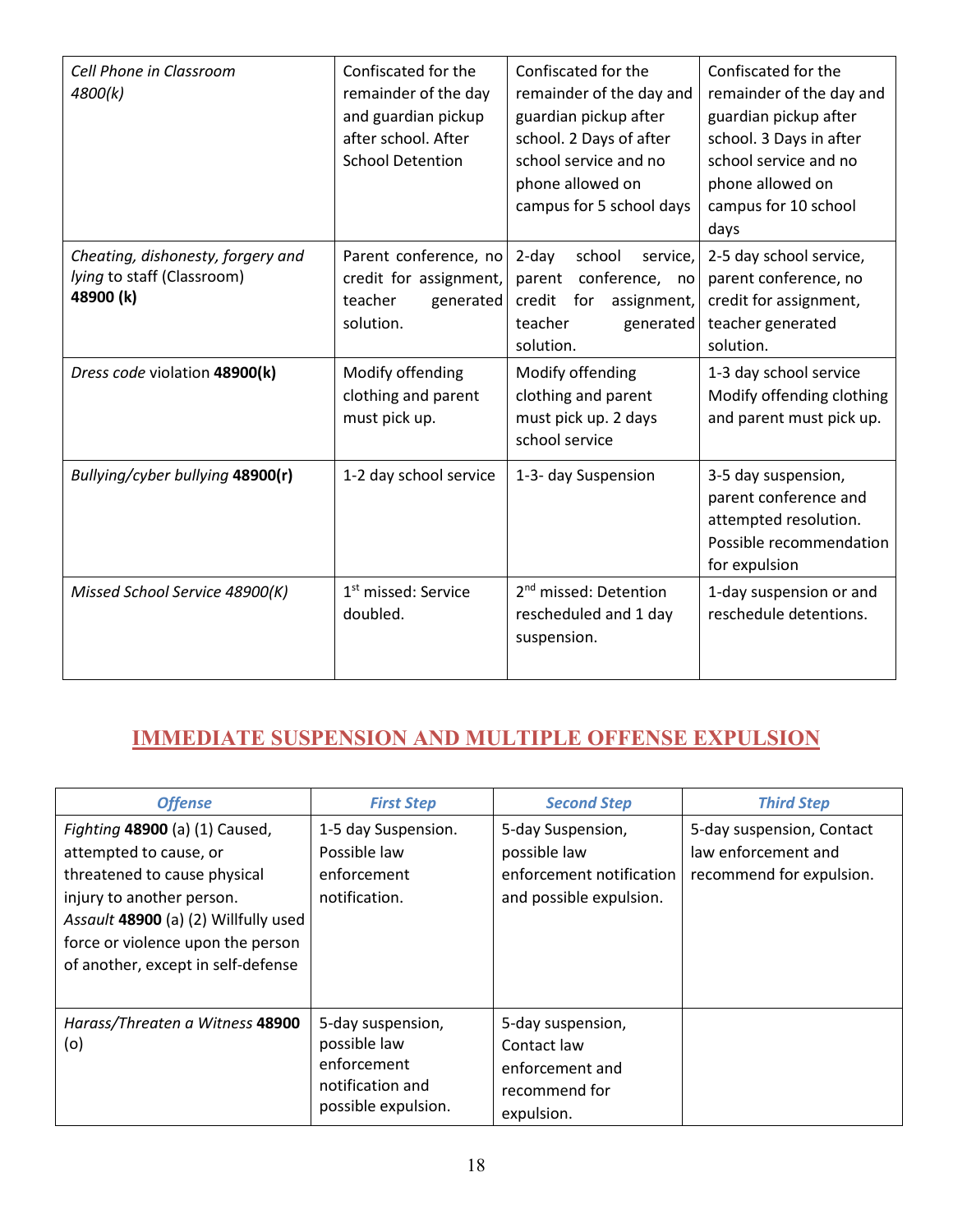| | | | |
|---|---|---|---|
| *Cell Phone in Classroom 4800(k)* | Confiscated for the remainder of the day and guardian pickup after school. After School Detention | Confiscated for the remainder of the day and guardian pickup after school. 2 Days of after school service and no phone allowed on campus for 5 school days | Confiscated for the remainder of the day and guardian pickup after school. 3 Days in after school service and no phone allowed on campus for 10 school days |
| *Cheating, dishonesty, forgery and lying* to staff (Classroom) **48900 (k)** | Parent conference, no credit for assignment, teacher generated solution. | 2-day school service, parent conference, no credit for assignment, teacher generated solution. | 2-5 day school service, parent conference, no credit for assignment, teacher generated solution. |
| *Dress code* violation **48900(k)** | Modify offending clothing and parent must pick up. | Modify offending clothing and parent must pick up. 2 days school service | 1-3 day school service Modify offending clothing and parent must pick up. |
| *Bullying/cyber bullying* **48900(r)** | 1-2 day school service | 1-3- day Suspension | 3-5 day suspension, parent conference and attempted resolution. Possible recommendation for expulsion |
| *Missed School Service 48900(K)* | 1st missed: Service doubled. | 2nd missed: Detention rescheduled and 1 day suspension. | 1-day suspension or and reschedule detentions. |

## IMMEDIATE SUSPENSION AND MULTIPLE OFFENSE EXPULSION

| *Offense* | *First Step* | *Second Step* | *Third Step* |
|---|---|---|---|
| *Fighting* **48900** (a) (1) Caused, attempted to cause, or threatened to cause physical injury to another person. *Assault* **48900** (a) (2) Willfully used force or violence upon the person of another, except in self-defense | 1-5 day Suspension. Possible law enforcement notification. | 5-day Suspension, possible law enforcement notification and possible expulsion. | 5-day suspension, Contact law enforcement and recommend for expulsion. |
| *Harass/Threaten a Witness* **48900** (o) | 5-day suspension, possible law enforcement notification and possible expulsion. | 5-day suspension, Contact law enforcement and recommend for expulsion. | |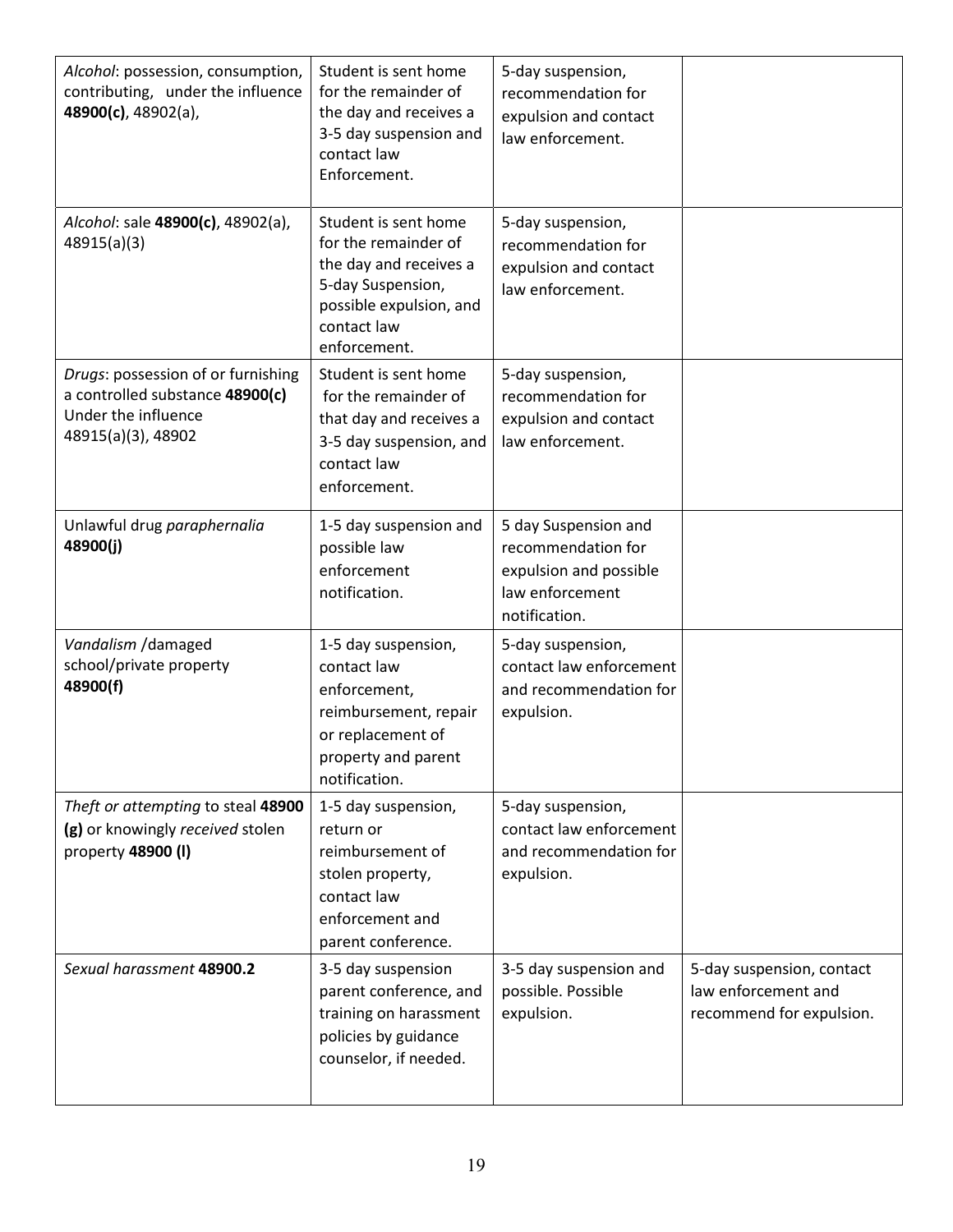| | | | |
|---|---|---|---|
| *Alcohol*: possession, consumption, contributing, under the influence **48900(c)**, 48902(a), | Student is sent home for the remainder of the day and receives a 3-5 day suspension and contact law Enforcement. | 5-day suspension, recommendation for expulsion and contact law enforcement. | |
| *Alcohol*: sale **48900(c)**, 48902(a), 48915(a)(3) | Student is sent home for the remainder of the day and receives a 5-day Suspension, possible expulsion, and contact law enforcement. | 5-day suspension, recommendation for expulsion and contact law enforcement. | |
| *Drugs*: possession of or furnishing a controlled substance **48900(c)** Under the influence 48915(a)(3), 48902 | Student is sent home for the remainder of that day and receives a 3-5 day suspension, and contact law enforcement. | 5-day suspension, recommendation for expulsion and contact law enforcement. | |
| Unlawful drug *paraphernalia* **48900(j)** | 1-5 day suspension and possible law enforcement notification. | 5 day Suspension and recommendation for expulsion and possible law enforcement notification. | |
| *Vandalism* /damaged school/private property **48900(f)** | 1-5 day suspension, contact law enforcement, reimbursement, repair or replacement of property and parent notification. | 5-day suspension, contact law enforcement and recommendation for expulsion. | |
| *Theft or attempting* to steal **48900 (g)** or knowingly *received* stolen property **48900 (l)** | 1-5 day suspension, return or reimbursement of stolen property, contact law enforcement and parent conference. | 5-day suspension, contact law enforcement and recommendation for expulsion. | |
| *Sexual harassment* **48900.2** | 3-5 day suspension parent conference, and training on harassment policies by guidance counselor, if needed. | 3-5 day suspension and possible. Possible expulsion. | 5-day suspension, contact law enforcement and recommend for expulsion. |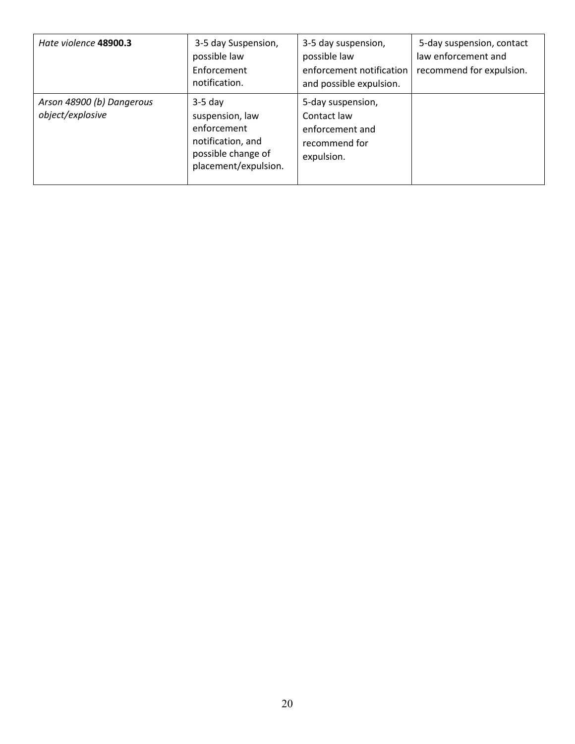| | | | |
|---|---|---|---|
| *Hate violence* **48900.3** | 3-5 day Suspension, possible law Enforcement notification. | 3-5 day suspension, possible law enforcement notification and possible expulsion. | 5-day suspension, contact law enforcement and recommend for expulsion. |
| *Arson 48900 (b) Dangerous object/explosive* | 3-5 day suspension, law enforcement notification, and possible change of placement/expulsion. | 5-day suspension, Contact law enforcement and recommend for expulsion. | |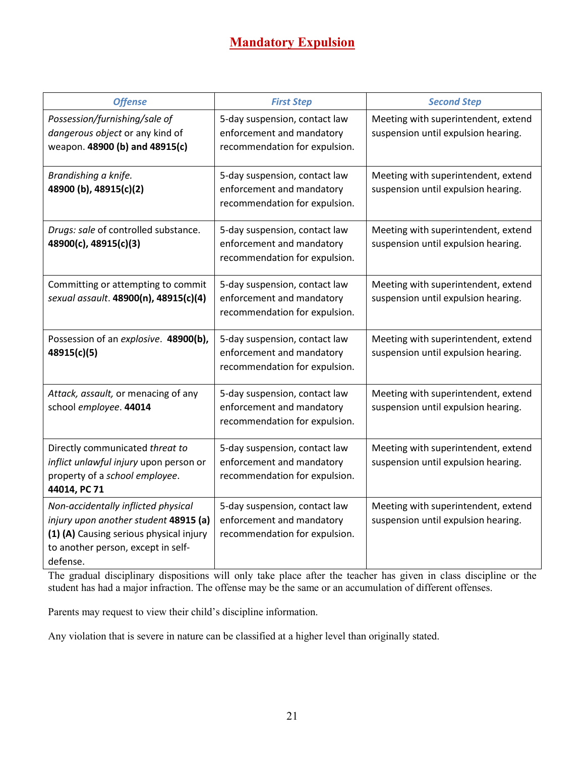# Mandatory Expulsion

| *Offense* | *First Step* | *Second Step* |
|---|---|---|
| *Possession/furnishing/sale of dangerous object* or any kind of weapon. **48900 (b) and 48915(c)** | 5-day suspension, contact law enforcement and mandatory recommendation for expulsion. | Meeting with superintendent, extend suspension until expulsion hearing. |
| *Brandishing a knife.* **48900 (b), 48915(c)(2)** | 5-day suspension, contact law enforcement and mandatory recommendation for expulsion. | Meeting with superintendent, extend suspension until expulsion hearing. |
| *Drugs: sale* of controlled substance. **48900(c), 48915(c)(3)** | 5-day suspension, contact law enforcement and mandatory recommendation for expulsion. | Meeting with superintendent, extend suspension until expulsion hearing. |
| Committing or attempting to commit *sexual assault*. **48900(n), 48915(c)(4)** | 5-day suspension, contact law enforcement and mandatory recommendation for expulsion. | Meeting with superintendent, extend suspension until expulsion hearing. |
| Possession of an *explosive*. **48900(b), 48915(c)(5)** | 5-day suspension, contact law enforcement and mandatory recommendation for expulsion. | Meeting with superintendent, extend suspension until expulsion hearing. |
| *Attack, assault,* or menacing of any school *employee*. **44014** | 5-day suspension, contact law enforcement and mandatory recommendation for expulsion. | Meeting with superintendent, extend suspension until expulsion hearing. |
| Directly communicated *threat to inflict unlawful injury* upon person or property of a *school employee*. **44014, PC 71** | 5-day suspension, contact law enforcement and mandatory recommendation for expulsion. | Meeting with superintendent, extend suspension until expulsion hearing. |
| *Non-accidentally inflicted physical injury upon another student* **48915 (a) (1) (A)** Causing serious physical injury to another person, except in self-defense. | 5-day suspension, contact law enforcement and mandatory recommendation for expulsion. | Meeting with superintendent, extend suspension until expulsion hearing. |

The gradual disciplinary dispositions will only take place after the teacher has given in class discipline or the student has had a major infraction. The offense may be the same or an accumulation of different offenses.

Parents may request to view their child's discipline information.

Any violation that is severe in nature can be classified at a higher level than originally stated.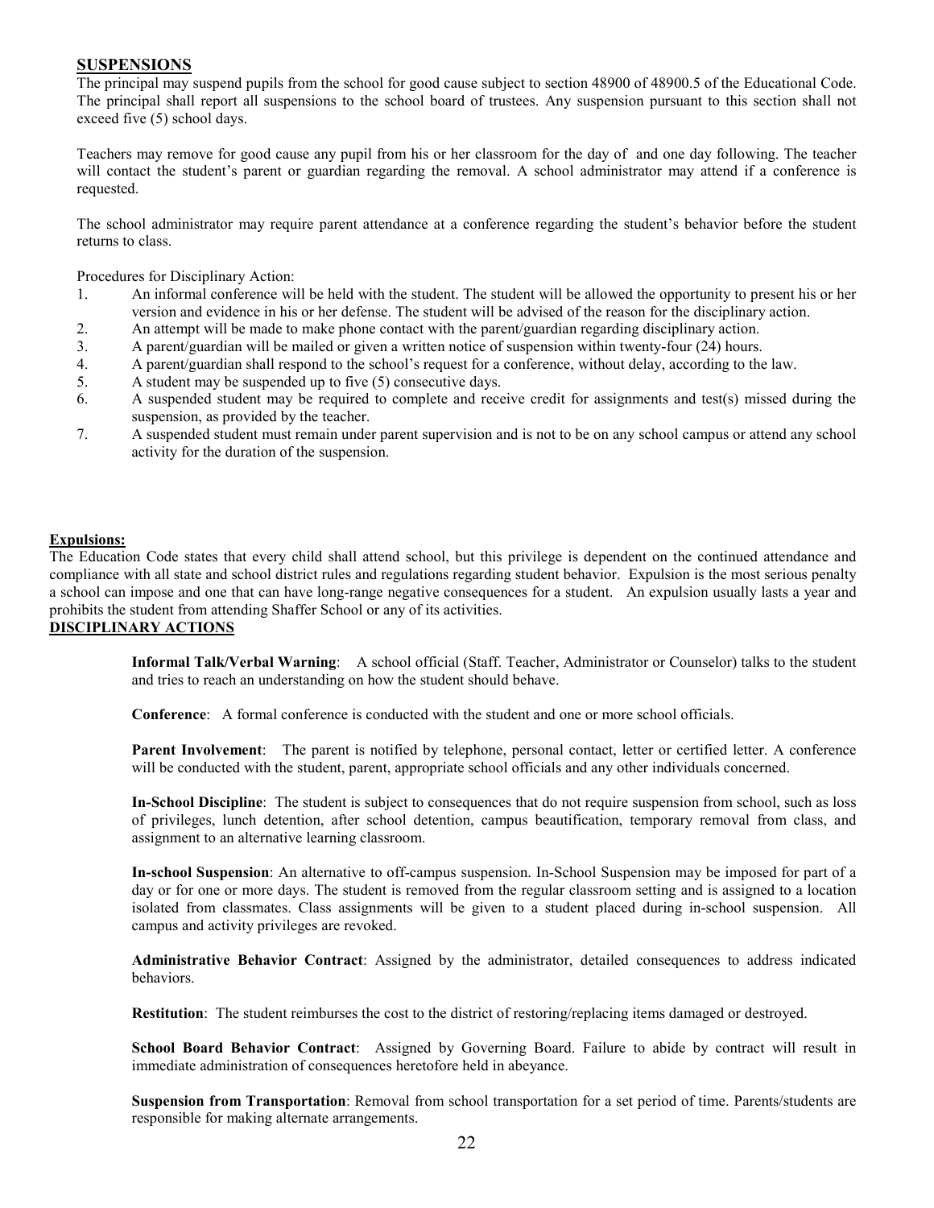## SUSPENSIONS

The principal may suspend pupils from the school for good cause subject to section 48900 of 48900.5 of the Educational Code. The principal shall report all suspensions to the school board of trustees. Any suspension pursuant to this section shall not exceed five (5) school days.

Teachers may remove for good cause any pupil from his or her classroom for the day of and one day following. The teacher will contact the student's parent or guardian regarding the removal. A school administrator may attend if a conference is requested.

The school administrator may require parent attendance at a conference regarding the student's behavior before the student returns to class.

Procedures for Disciplinary Action:

1. An informal conference will be held with the student. The student will be allowed the opportunity to present his or her version and evidence in his or her defense. The student will be advised of the reason for the disciplinary action.
2. An attempt will be made to make phone contact with the parent/guardian regarding disciplinary action.
3. A parent/guardian will be mailed or given a written notice of suspension within twenty-four (24) hours.
4. A parent/guardian shall respond to the school's request for a conference, without delay, according to the law.
5. A student may be suspended up to five (5) consecutive days.
6. A suspended student may be required to complete and receive credit for assignments and test(s) missed during the suspension, as provided by the teacher.
7. A suspended student must remain under parent supervision and is not to be on any school campus or attend any school activity for the duration of the suspension.

## Expulsions:

The Education Code states that every child shall attend school, but this privilege is dependent on the continued attendance and compliance with all state and school district rules and regulations regarding student behavior. Expulsion is the most serious penalty a school can impose and one that can have long-range negative consequences for a student. An expulsion usually lasts a year and prohibits the student from attending Shaffer School or any of its activities.

## DISCIPLINARY ACTIONS

**Informal Talk/Verbal Warning**: A school official (Staff. Teacher, Administrator or Counselor) talks to the student and tries to reach an understanding on how the student should behave.

**Conference**: A formal conference is conducted with the student and one or more school officials.

**Parent Involvement**: The parent is notified by telephone, personal contact, letter or certified letter. A conference will be conducted with the student, parent, appropriate school officials and any other individuals concerned.

**In-School Discipline**: The student is subject to consequences that do not require suspension from school, such as loss of privileges, lunch detention, after school detention, campus beautification, temporary removal from class, and assignment to an alternative learning classroom.

**In-school Suspension**: An alternative to off-campus suspension. In-School Suspension may be imposed for part of a day or for one or more days. The student is removed from the regular classroom setting and is assigned to a location isolated from classmates. Class assignments will be given to a student placed during in-school suspension. All campus and activity privileges are revoked.

**Administrative Behavior Contract**: Assigned by the administrator, detailed consequences to address indicated behaviors.

**Restitution**: The student reimburses the cost to the district of restoring/replacing items damaged or destroyed.

**School Board Behavior Contract**: Assigned by Governing Board. Failure to abide by contract will result in immediate administration of consequences heretofore held in abeyance.

**Suspension from Transportation**: Removal from school transportation for a set period of time. Parents/students are responsible for making alternate arrangements.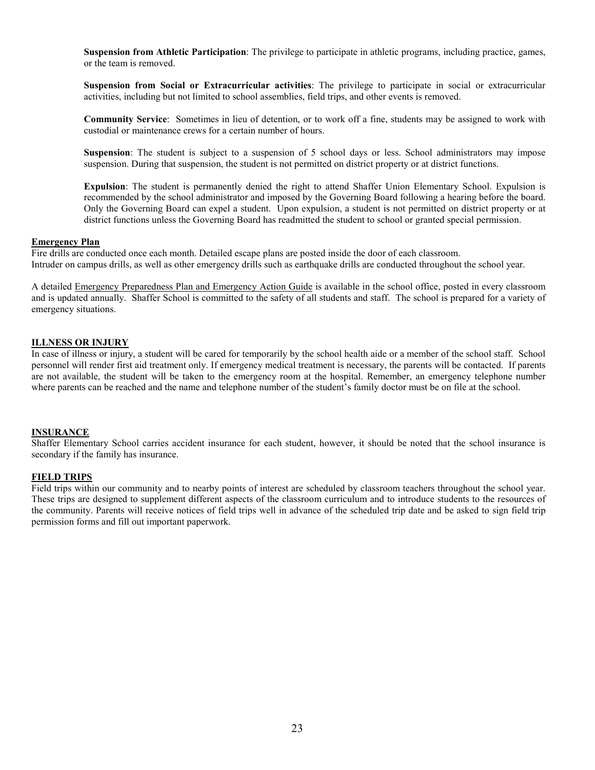**Suspension from Athletic Participation**: The privilege to participate in athletic programs, including practice, games, or the team is removed.

**Suspension from Social or Extracurricular activities**: The privilege to participate in social or extracurricular activities, including but not limited to school assemblies, field trips, and other events is removed.

**Community Service**: Sometimes in lieu of detention, or to work off a fine, students may be assigned to work with custodial or maintenance crews for a certain number of hours.

**Suspension**: The student is subject to a suspension of 5 school days or less. School administrators may impose suspension. During that suspension, the student is not permitted on district property or at district functions.

**Expulsion**: The student is permanently denied the right to attend Shaffer Union Elementary School. Expulsion is recommended by the school administrator and imposed by the Governing Board following a hearing before the board. Only the Governing Board can expel a student. Upon expulsion, a student is not permitted on district property or at district functions unless the Governing Board has readmitted the student to school or granted special permission.

## Emergency Plan

Fire drills are conducted once each month. Detailed escape plans are posted inside the door of each classroom.
Intruder on campus drills, as well as other emergency drills such as earthquake drills are conducted throughout the school year.

A detailed Emergency Preparedness Plan and Emergency Action Guide is available in the school office, posted in every classroom and is updated annually. Shaffer School is committed to the safety of all students and staff. The school is prepared for a variety of emergency situations.

## ILLNESS OR INJURY

In case of illness or injury, a student will be cared for temporarily by the school health aide or a member of the school staff. School personnel will render first aid treatment only. If emergency medical treatment is necessary, the parents will be contacted. If parents are not available, the student will be taken to the emergency room at the hospital. Remember, an emergency telephone number where parents can be reached and the name and telephone number of the student's family doctor must be on file at the school.

## INSURANCE

Shaffer Elementary School carries accident insurance for each student, however, it should be noted that the school insurance is secondary if the family has insurance.

## FIELD TRIPS

Field trips within our community and to nearby points of interest are scheduled by classroom teachers throughout the school year. These trips are designed to supplement different aspects of the classroom curriculum and to introduce students to the resources of the community. Parents will receive notices of field trips well in advance of the scheduled trip date and be asked to sign field trip permission forms and fill out important paperwork.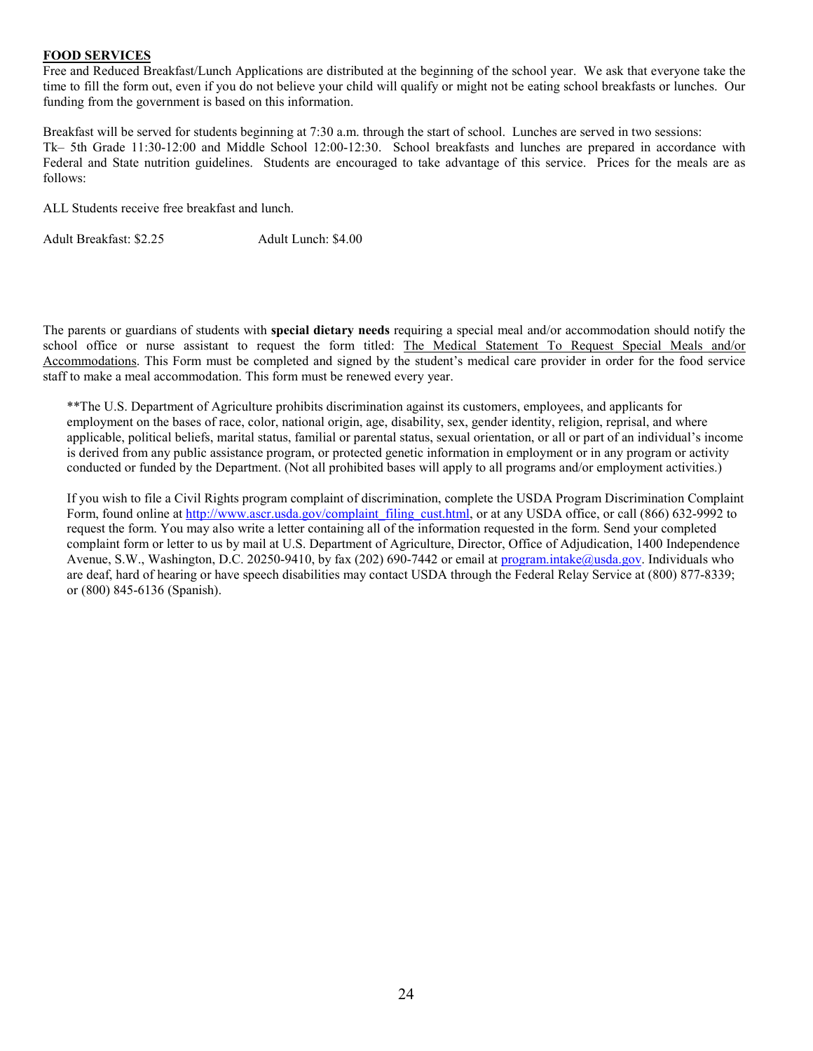## FOOD SERVICES

Free and Reduced Breakfast/Lunch Applications are distributed at the beginning of the school year. We ask that everyone take the time to fill the form out, even if you do not believe your child will qualify or might not be eating school breakfasts or lunches. Our funding from the government is based on this information.

Breakfast will be served for students beginning at 7:30 a.m. through the start of school. Lunches are served in two sessions: Tk– 5th Grade 11:30-12:00 and Middle School 12:00-12:30. School breakfasts and lunches are prepared in accordance with Federal and State nutrition guidelines. Students are encouraged to take advantage of this service. Prices for the meals are as follows:

ALL Students receive free breakfast and lunch.

Adult Breakfast: $2.25 Adult Lunch: $4.00

The parents or guardians of students with **special dietary needs** requiring a special meal and/or accommodation should notify the school office or nurse assistant to request the form titled: The Medical Statement To Request Special Meals and/or Accommodations. This Form must be completed and signed by the student's medical care provider in order for the food service staff to make a meal accommodation. This form must be renewed every year.

**The U.S. Department of Agriculture prohibits discrimination against its customers, employees, and applicants for employment on the bases of race, color, national origin, age, disability, sex, gender identity, religion, reprisal, and where applicable, political beliefs, marital status, familial or parental status, sexual orientation, or all or part of an individual's income is derived from any public assistance program, or protected genetic information in employment or in any program or activity conducted or funded by the Department. (Not all prohibited bases will apply to all programs and/or employment activities.)

If you wish to file a Civil Rights program complaint of discrimination, complete the USDA Program Discrimination Complaint Form, found online at http://www.ascr.usda.gov/complaint_filing_cust.html, or at any USDA office, or call (866) 632-9992 to request the form. You may also write a letter containing all of the information requested in the form. Send your completed complaint form or letter to us by mail at U.S. Department of Agriculture, Director, Office of Adjudication, 1400 Independence Avenue, S.W., Washington, D.C. 20250-9410, by fax (202) 690-7442 or email at program.intake@usda.gov. Individuals who are deaf, hard of hearing or have speech disabilities may contact USDA through the Federal Relay Service at (800) 877-8339; or (800) 845-6136 (Spanish).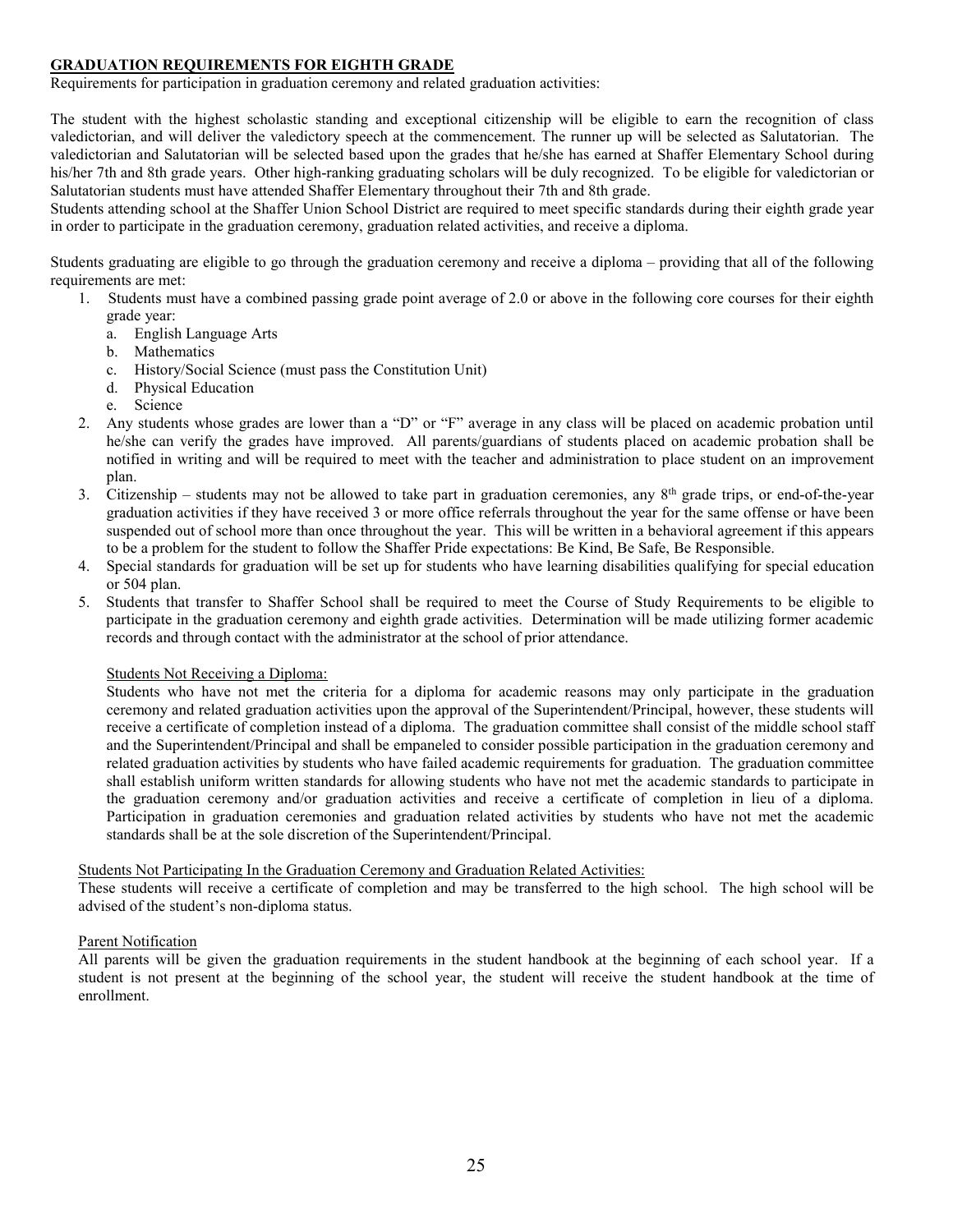## GRADUATION REQUIREMENTS FOR EIGHTH GRADE

Requirements for participation in graduation ceremony and related graduation activities:

The student with the highest scholastic standing and exceptional citizenship will be eligible to earn the recognition of class valedictorian, and will deliver the valedictory speech at the commencement. The runner up will be selected as Salutatorian. The valedictorian and Salutatorian will be selected based upon the grades that he/she has earned at Shaffer Elementary School during his/her 7th and 8th grade years. Other high-ranking graduating scholars will be duly recognized. To be eligible for valedictorian or Salutatorian students must have attended Shaffer Elementary throughout their 7th and 8th grade.

Students attending school at the Shaffer Union School District are required to meet specific standards during their eighth grade year in order to participate in the graduation ceremony, graduation related activities, and receive a diploma.

Students graduating are eligible to go through the graduation ceremony and receive a diploma – providing that all of the following requirements are met:

1. Students must have a combined passing grade point average of 2.0 or above in the following core courses for their eighth grade year:
   a. English Language Arts
   b. Mathematics
   c. History/Social Science (must pass the Constitution Unit)
   d. Physical Education
   e. Science
2. Any students whose grades are lower than a "D" or "F" average in any class will be placed on academic probation until he/she can verify the grades have improved. All parents/guardians of students placed on academic probation shall be notified in writing and will be required to meet with the teacher and administration to place student on an improvement plan.
3. Citizenship – students may not be allowed to take part in graduation ceremonies, any 8th grade trips, or end-of-the-year graduation activities if they have received 3 or more office referrals throughout the year for the same offense or have been suspended out of school more than once throughout the year. This will be written in a behavioral agreement if this appears to be a problem for the student to follow the Shaffer Pride expectations: Be Kind, Be Safe, Be Responsible.
4. Special standards for graduation will be set up for students who have learning disabilities qualifying for special education or 504 plan.
5. Students that transfer to Shaffer School shall be required to meet the Course of Study Requirements to be eligible to participate in the graduation ceremony and eighth grade activities. Determination will be made utilizing former academic records and through contact with the administrator at the school of prior attendance.

Students Not Receiving a Diploma:

Students who have not met the criteria for a diploma for academic reasons may only participate in the graduation ceremony and related graduation activities upon the approval of the Superintendent/Principal, however, these students will receive a certificate of completion instead of a diploma. The graduation committee shall consist of the middle school staff and the Superintendent/Principal and shall be empaneled to consider possible participation in the graduation ceremony and related graduation activities by students who have failed academic requirements for graduation. The graduation committee shall establish uniform written standards for allowing students who have not met the academic standards to participate in the graduation ceremony and/or graduation activities and receive a certificate of completion in lieu of a diploma. Participation in graduation ceremonies and graduation related activities by students who have not met the academic standards shall be at the sole discretion of the Superintendent/Principal.

Students Not Participating In the Graduation Ceremony and Graduation Related Activities:

These students will receive a certificate of completion and may be transferred to the high school. The high school will be advised of the student's non-diploma status.

Parent Notification

All parents will be given the graduation requirements in the student handbook at the beginning of each school year. If a student is not present at the beginning of the school year, the student will receive the student handbook at the time of enrollment.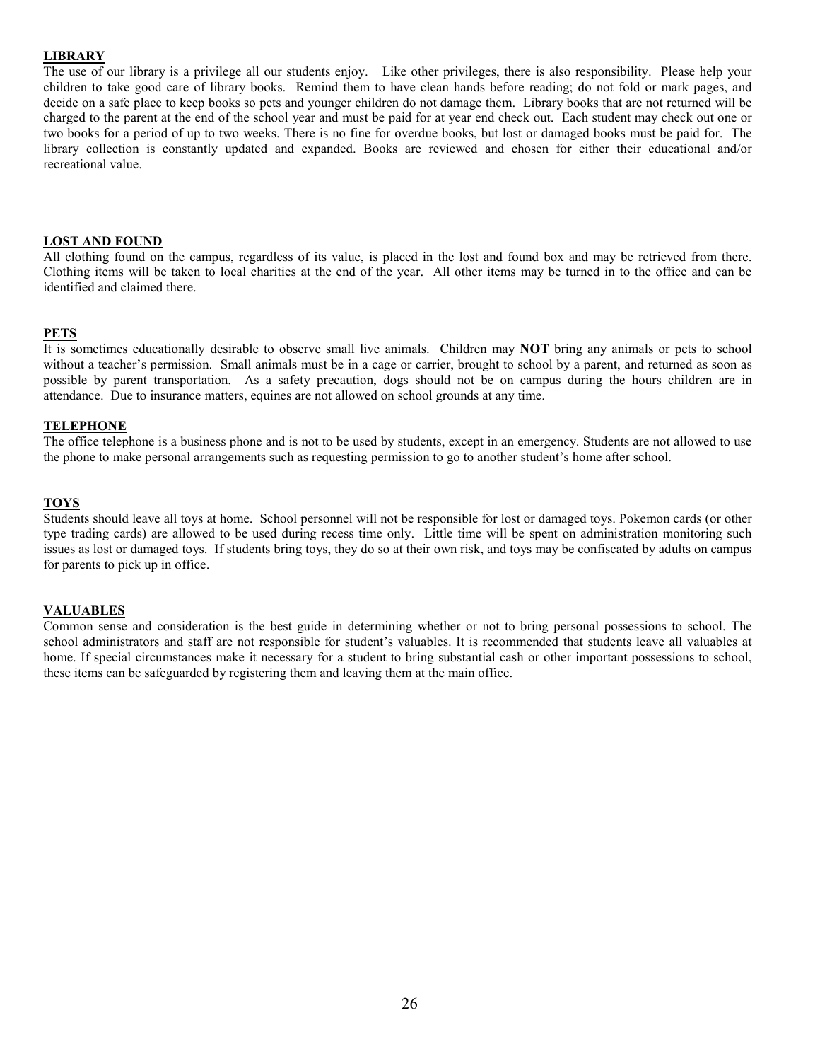## LIBRARY

The use of our library is a privilege all our students enjoy. Like other privileges, there is also responsibility. Please help your children to take good care of library books. Remind them to have clean hands before reading; do not fold or mark pages, and decide on a safe place to keep books so pets and younger children do not damage them. Library books that are not returned will be charged to the parent at the end of the school year and must be paid for at year end check out. Each student may check out one or two books for a period of up to two weeks. There is no fine for overdue books, but lost or damaged books must be paid for. The library collection is constantly updated and expanded. Books are reviewed and chosen for either their educational and/or recreational value.

## LOST AND FOUND

All clothing found on the campus, regardless of its value, is placed in the lost and found box and may be retrieved from there. Clothing items will be taken to local charities at the end of the year. All other items may be turned in to the office and can be identified and claimed there.

## PETS

It is sometimes educationally desirable to observe small live animals. Children may **NOT** bring any animals or pets to school without a teacher's permission. Small animals must be in a cage or carrier, brought to school by a parent, and returned as soon as possible by parent transportation. As a safety precaution, dogs should not be on campus during the hours children are in attendance. Due to insurance matters, equines are not allowed on school grounds at any time.

## TELEPHONE

The office telephone is a business phone and is not to be used by students, except in an emergency. Students are not allowed to use the phone to make personal arrangements such as requesting permission to go to another student's home after school.

## TOYS

Students should leave all toys at home. School personnel will not be responsible for lost or damaged toys. Pokemon cards (or other type trading cards) are allowed to be used during recess time only. Little time will be spent on administration monitoring such issues as lost or damaged toys. If students bring toys, they do so at their own risk, and toys may be confiscated by adults on campus for parents to pick up in office.

## VALUABLES

Common sense and consideration is the best guide in determining whether or not to bring personal possessions to school. The school administrators and staff are not responsible for student's valuables. It is recommended that students leave all valuables at home. If special circumstances make it necessary for a student to bring substantial cash or other important possessions to school, these items can be safeguarded by registering them and leaving them at the main office.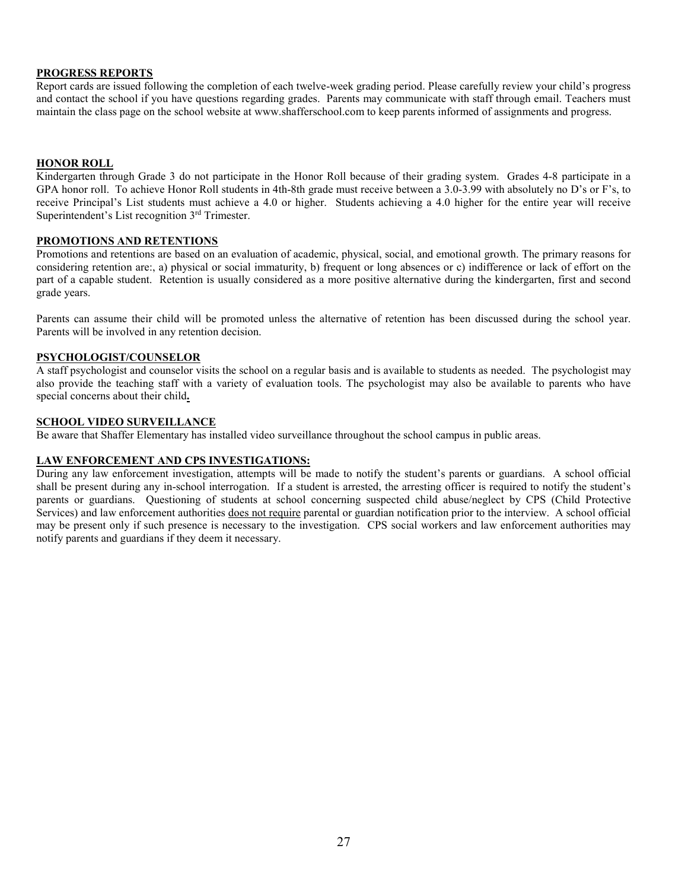## PROGRESS REPORTS

Report cards are issued following the completion of each twelve-week grading period. Please carefully review your child's progress and contact the school if you have questions regarding grades. Parents may communicate with staff through email. Teachers must maintain the class page on the school website at www.shafferschool.com to keep parents informed of assignments and progress.

## HONOR ROLL

Kindergarten through Grade 3 do not participate in the Honor Roll because of their grading system. Grades 4-8 participate in a GPA honor roll. To achieve Honor Roll students in 4th-8th grade must receive between a 3.0-3.99 with absolutely no D's or F's, to receive Principal's List students must achieve a 4.0 or higher. Students achieving a 4.0 higher for the entire year will receive Superintendent's List recognition 3rd Trimester.

## PROMOTIONS AND RETENTIONS

Promotions and retentions are based on an evaluation of academic, physical, social, and emotional growth. The primary reasons for considering retention are:, a) physical or social immaturity, b) frequent or long absences or c) indifference or lack of effort on the part of a capable student. Retention is usually considered as a more positive alternative during the kindergarten, first and second grade years.

Parents can assume their child will be promoted unless the alternative of retention has been discussed during the school year. Parents will be involved in any retention decision.

## PSYCHOLOGIST/COUNSELOR

A staff psychologist and counselor visits the school on a regular basis and is available to students as needed. The psychologist may also provide the teaching staff with a variety of evaluation tools. The psychologist may also be available to parents who have special concerns about their child**.**

## SCHOOL VIDEO SURVEILLANCE

Be aware that Shaffer Elementary has installed video surveillance throughout the school campus in public areas.

## LAW ENFORCEMENT AND CPS INVESTIGATIONS:

During any law enforcement investigation, attempts will be made to notify the student's parents or guardians. A school official shall be present during any in-school interrogation. If a student is arrested, the arresting officer is required to notify the student's parents or guardians. Questioning of students at school concerning suspected child abuse/neglect by CPS (Child Protective Services) and law enforcement authorities does not require parental or guardian notification prior to the interview. A school official may be present only if such presence is necessary to the investigation. CPS social workers and law enforcement authorities may notify parents and guardians if they deem it necessary.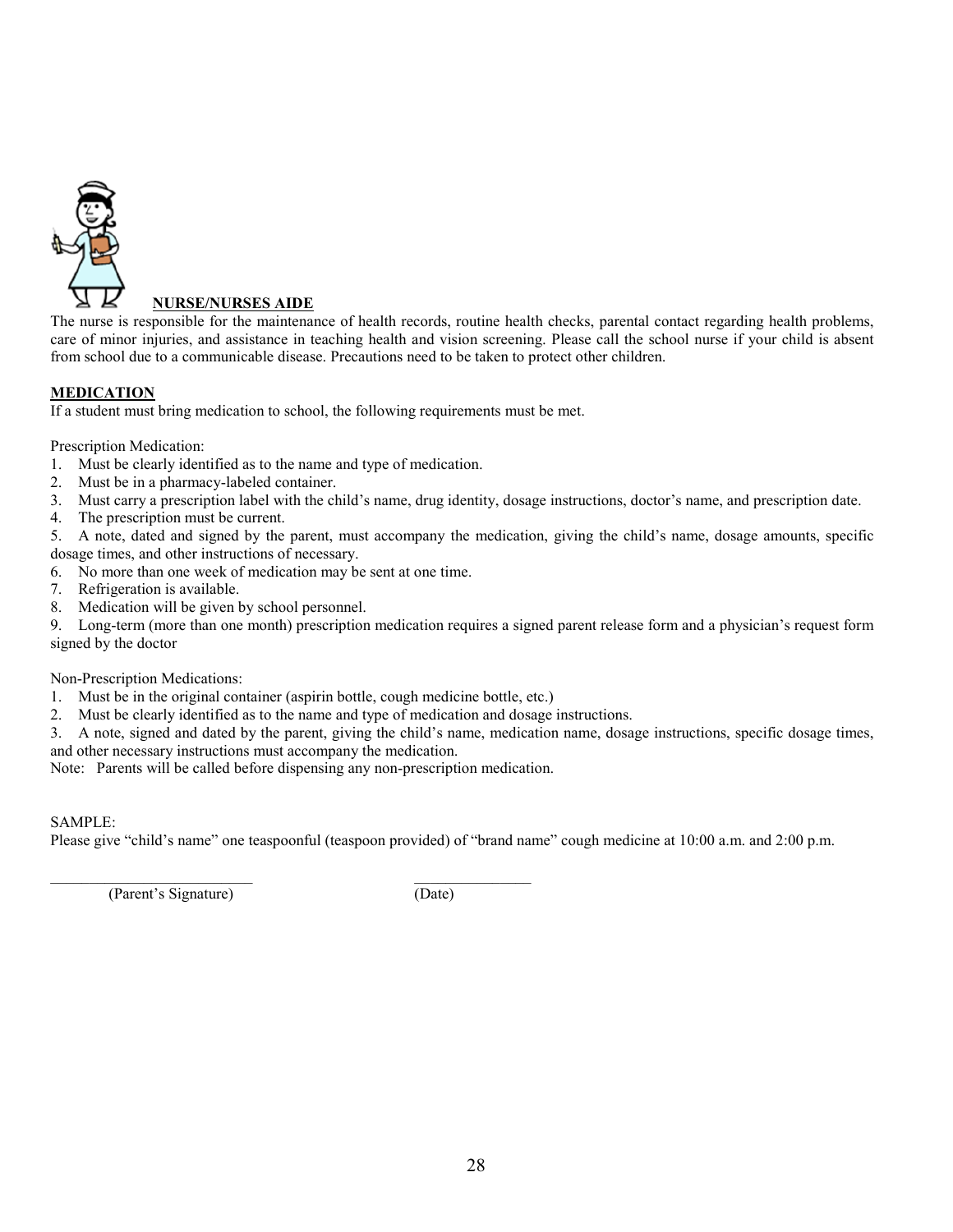## NURSE/NURSES AIDE

The nurse is responsible for the maintenance of health records, routine health checks, parental contact regarding health problems, care of minor injuries, and assistance in teaching health and vision screening. Please call the school nurse if your child is absent from school due to a communicable disease. Precautions need to be taken to protect other children.

## MEDICATION

If a student must bring medication to school, the following requirements must be met.

Prescription Medication:

1. Must be clearly identified as to the name and type of medication.
2. Must be in a pharmacy-labeled container.
3. Must carry a prescription label with the child's name, drug identity, dosage instructions, doctor's name, and prescription date.
4. The prescription must be current.
5. A note, dated and signed by the parent, must accompany the medication, giving the child's name, dosage amounts, specific dosage times, and other instructions of necessary.
6. No more than one week of medication may be sent at one time.
7. Refrigeration is available.
8. Medication will be given by school personnel.
9. Long-term (more than one month) prescription medication requires a signed parent release form and a physician's request form signed by the doctor

Non-Prescription Medications:

1. Must be in the original container (aspirin bottle, cough medicine bottle, etc.)
2. Must be clearly identified as to the name and type of medication and dosage instructions.
3. A note, signed and dated by the parent, giving the child's name, medication name, dosage instructions, specific dosage times, and other necessary instructions must accompany the medication.

Note: Parents will be called before dispensing any non-prescription medication.

SAMPLE:

Please give "child's name" one teaspoonful (teaspoon provided) of "brand name" cough medicine at 10:00 a.m. and 2:00 p.m.

\_\_\_\_\_\_\_\_\_\_\_\_\_\_\_\_\_\_\_\_\_\_\_\_\_\_ \_\_\_\_\_\_\_\_\_\_\_\_\_\_\_
(Parent's Signature) (Date)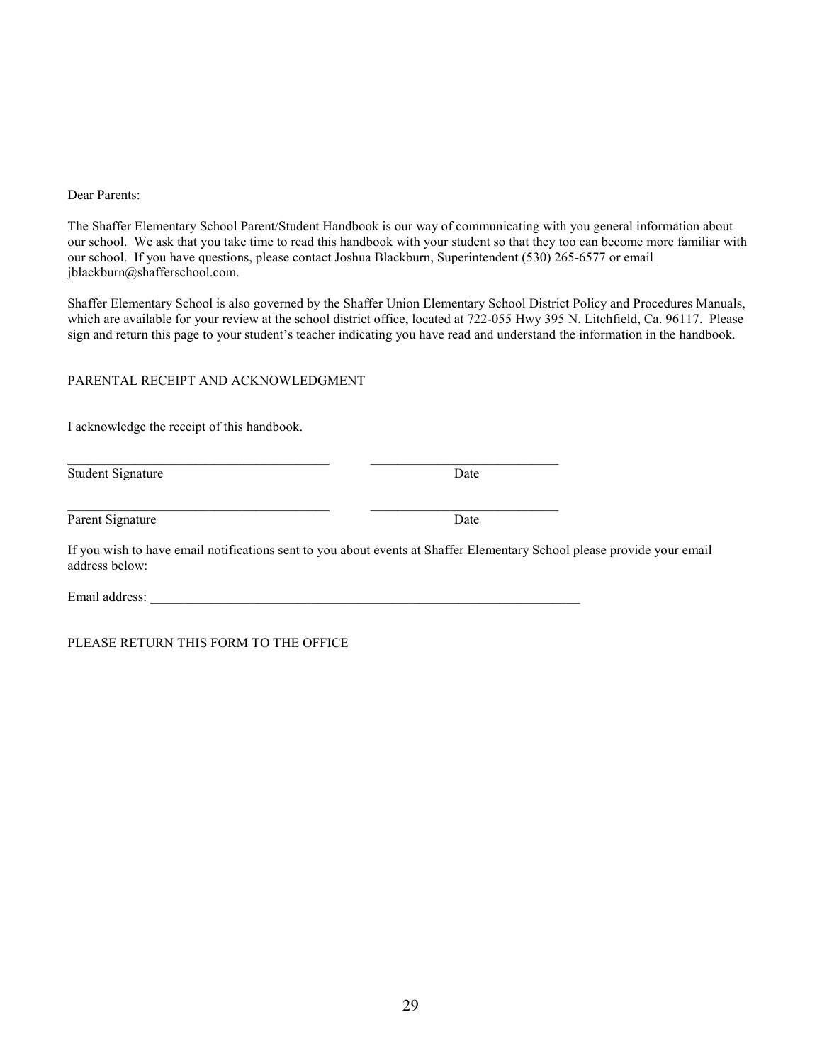Dear Parents:

The Shaffer Elementary School Parent/Student Handbook is our way of communicating with you general information about our school. We ask that you take time to read this handbook with your student so that they too can become more familiar with our school. If you have questions, please contact Joshua Blackburn, Superintendent (530) 265-6577 or email jblackburn@shafferschool.com.

Shaffer Elementary School is also governed by the Shaffer Union Elementary School District Policy and Procedures Manuals, which are available for your review at the school district office, located at 722-055 Hwy 395 N. Litchfield, Ca. 96117. Please sign and return this page to your student's teacher indicating you have read and understand the information in the handbook.

PARENTAL RECEIPT AND ACKNOWLEDGMENT

I acknowledge the receipt of this handbook.

________________________________________ ____________________________

Student Signature Date

________________________________________ ____________________________

Parent Signature Date

If you wish to have email notifications sent to you about events at Shaffer Elementary School please provide your email address below:

Email address: _________________________________________________________________

PLEASE RETURN THIS FORM TO THE OFFICE